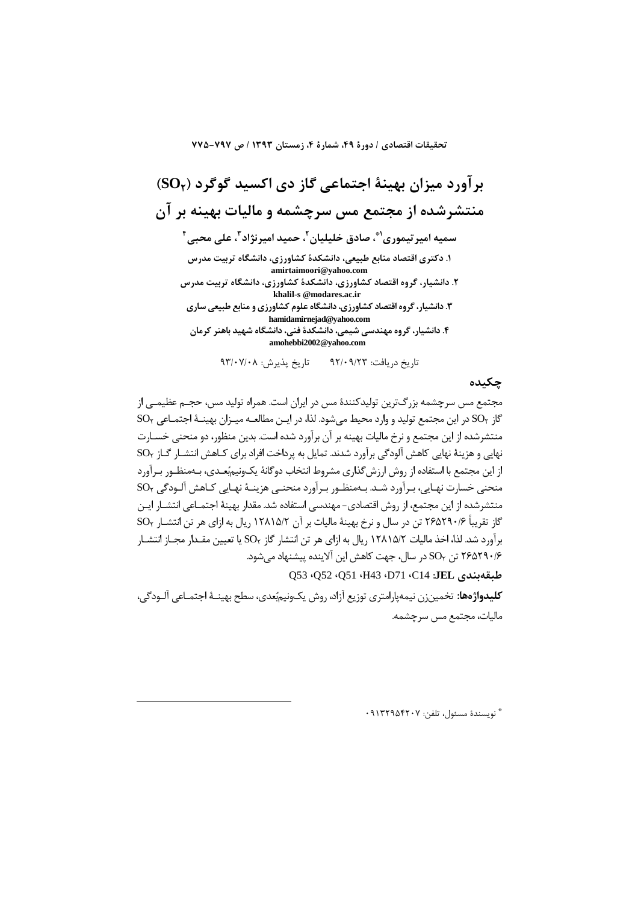# برآورد میزان بهینهٔ اجتماعی گاز دی اکسید گوگرد ($SO_2$) منتشرشده از مجتمع مس سرچشمه و مالیات بهینه بر آن

**سمیه امیرتیموری[1*]، صادق خلیلیان[2]، حمید امیرنژاد[3]، علی محبی[4]**

۱. دکتری اقتصاد منابع طبیعی، دانشکدهٔ کشاورزی، دانشگاه تربیت مدرس
amirtaimoori@yahoo.com

۲. دانشیار، گروه اقتصاد کشاورزی، دانشکدهٔ کشاورزی، دانشگاه تربیت مدرس
khalil-s @modares.ac.ir

۳. دانشیار، گروه اقتصاد کشاورزی، دانشگاه علوم کشاورزی و منابع طبیعی ساری
hamidamirnejad@yahoo.com

۴. دانشیار، گروه مهندسی شیمی، دانشکدهٔ فنی، دانشگاه شهید باهنر کرمان
amohebbi2002@yahoo.com

تاریخ دریافت: ۹۲/۰۹/۲۳ تاریخ پذیرش: ۹۳/۰۷/۰۸

## چکیده

مجتمع مس سرچشمه بزرگ‌ترین تولیدکنندهٔ مس در ایران است. همراه تولید مس، حجم عظیمی از گاز $SO_2$ در این مجتمع تولید و وارد محیط می‌شود. لذا، در این مطالعه میزان بهینهٔ اجتماعی $SO_2$ منتشرشده از این مجتمع و نرخ مالیات بهینه بر آن برآورد شده است. بدین منظور، دو منحنی خسارت نهایی و هزینهٔ نهایی کاهش آلودگی برآورد شدند. تمایل به پرداخت افراد برای کاهش انتشار گاز $SO_2$ از این مجتمع با استفاده از روش ارزش‌گذاری مشروط انتخاب دوگانهٔ یک‌ونیم‌بُعدی، به‌منظور برآورد منحنی خسارت نهایی، برآورد شد. به‌منظور برآورد منحنی هزینهٔ نهایی کاهش آلودگی $SO_2$ منتشرشده از این مجتمع، از روش اقتصادی- مهندسی استفاده شد. مقدار بهینهٔ اجتماعی انتشار این گاز تقریباً ۲۶۵۲۹۰/۶ تن در سال و نرخ بهینهٔ مالیات بر آن ۱۲۸۱۵/۲ ریال به ازای هر تن انتشار $SO_2$ برآورد شد. لذا، اخذ مالیات ۱۲۸۱۵/۲ ریال به ازای هر تن انتشار گاز $SO_2$ یا تعیین مقدار مجاز انتشار ۲۶۵۲۹۰/۶ تن $SO_2$ در سال، جهت کاهش این آلاینده پیشنهاد می‌شود.

**طبقه‌بندی JEL:** Q53 ،Q52 ،Q51 ،H43 ،D71 ،C14

**کلیدواژه‌ها:** تخمین‌زن نیمه‌پارامتری توزیع آزاد، روش یک‌ونیم‌بُعدی، سطح بهینهٔ اجتماعی آلودگی، مالیات، مجتمع مس سرچشمه.

---

[*] نویسندهٔ مسئول، تلفن: ۰۹۱۳۲۹۵۴۲۰۷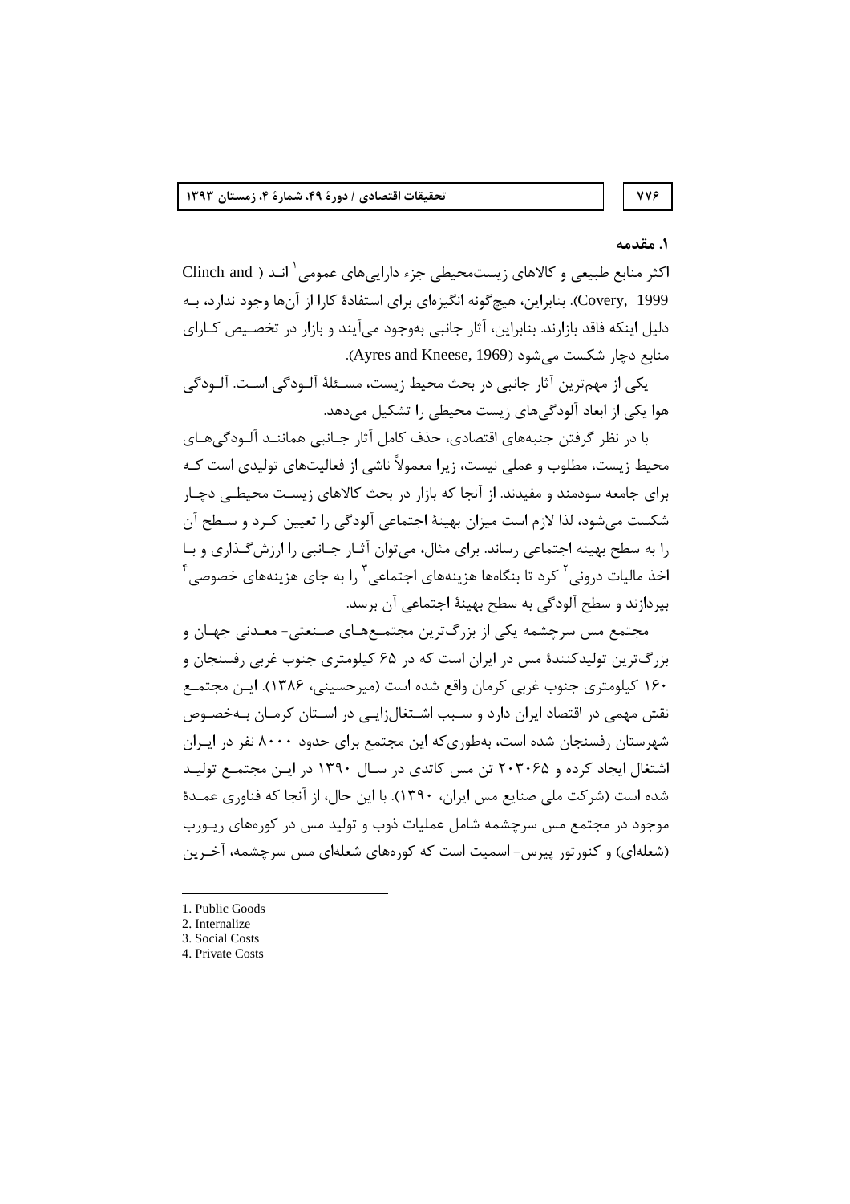## ۱. مقدمه

اکثر منابع طبیعی و کالاهای زیست‌محیطی جزء دارایی‌های عمومی[1] اند (Clinch and Covery, 1999). بنابراین، هیچ‌گونه انگیزه‌ای برای استفادهٔ کارا از آن‌ها وجود ندارد، بـه دلیل اینکه فاقد بازارند. بنابراین، آثار جانبی به‌وجود می‌آیند و بازار در تخصـیص کـارای منابع دچار شکست می‌شود (Ayres and Kneese, 1969).

یکی از مهم‌ترین آثار جانبی در بحث محیط زیست، مسـئلهٔ آلـودگی اسـت. آلـودگی هوا یکی از ابعاد آلودگی‌های زیست محیطی را تشکیل می‌دهد.

با در نظر گرفتن جنبه‌های اقتصادی، حذف کامل آثار جـانبی همانـند آلـودگی‌هـای محیط زیست، مطلوب و عملی نیست، زیرا معمولاً ناشی از فعالیت‌های تولیدی است کـه برای جامعه سودمند و مفیدند. از آنجا که بازار در بحث کالاهای زیسـت محیطـی دچـار شکست می‌شود، لذا لازم است میزان بهینهٔ اجتماعی آلودگی را تعیین کـرد و سـطح آن را به سطح بهینه اجتماعی رساند. برای مثال، می‌توان آثـار جـانبی را ارزش‌گـذاری و بـا اخذ مالیات درونی[2] کرد تا بنگاه‌ها هزینه‌های اجتماعی[3] را به جای هزینه‌های خصوصی[4] بپردازند و سطح آلودگی به سطح بهینهٔ اجتماعی آن برسد.

مجتمع مس سرچشمه یکی از بزرگ‌ترین مجتمـع‌هـای صـنعتی- معـدنی جهـان و بزرگ‌ترین تولیدکنندهٔ مس در ایران است که در ۶۵ کیلومتری جنوب غربی رفسنجان و ۱۶۰ کیلومتری جنوب غربی کرمان واقع شده است (میرحسینی، ۱۳۸۶). ایـن مجتمـع نقش مهمی در اقتصاد ایران دارد و سـبب اشـتغال‌زایـی در اسـتان کرمـان بـه‌خصـوص شهرستان رفسنجان شده است، به‌طوری‌که این مجتمع برای حدود ۸۰۰۰ نفر در ایـران اشتغال ایجاد کرده و ۲۰۳۰۶۵ تن مس کاتدی در سـال ۱۳۹۰ در ایـن مجتمـع تولیـد شده است (شرکت ملی صنایع مس ایران، ۱۳۹۰). با این حال، از آنجا که فناوری عمـدهٔ موجود در مجتمع مس سرچشمه شامل عملیات ذوب و تولید مس در کوره‌های ریـورب (شعله‌ای) و کنورتور پیرس- اسمیت است که کوره‌های شعله‌ای مس سرچشمه، آخـرین

---

1. Public Goods
2. Internalize
3. Social Costs
4. Private Costs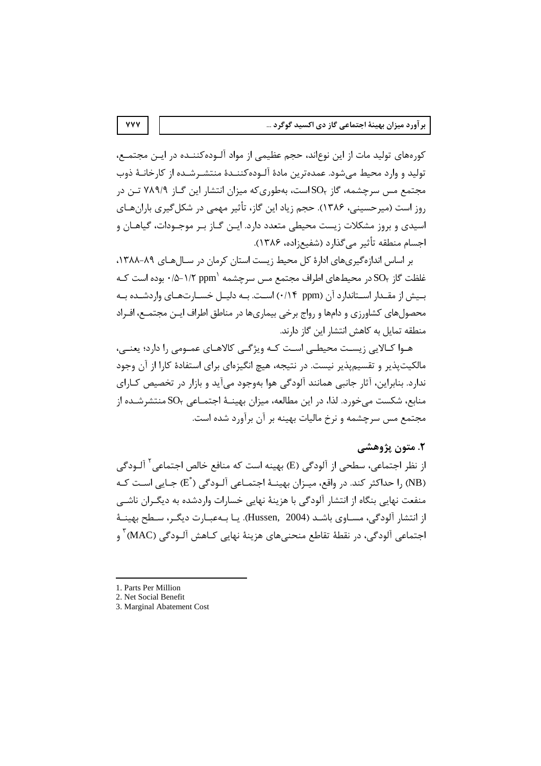کوره‌های تولید مات از این نوع‌اند، حجم عظیمی از مواد آلوده‌کننده در این مجتمع، تولید و وارد محیط می‌شود. عمده‌ترین مادهٔ آلوده‌کنندهٔ منتشرشده از کارخانهٔ ذوب مجتمع مس سرچشمه، گاز $SO_2$ است، به‌طوری‌که میزان انتشار این گاز ۷۸۹/۹ تن در روز است (میرحسینی، ۱۳۸۶). حجم زیاد این گاز، تأثیر مهمی در شکل‌گیری باران‌های اسیدی و بروز مشکلات زیست محیطی متعدد دارد. این گاز بر موجودات، گیاهان و اجسام منطقه تأثیر می‌گذارد (شفیع‌زاده، ۱۳۸۶).

بر اساس اندازه‌گیری‌های ادارهٔ کل محیط زیست استان کرمان در سال‌های ۸۹-۱۳۸۸، غلظت گاز $SO_2$ در محیط‌های اطراف مجتمع مس سرچشمه ۰/۵-۱/۲ ppm[1] بوده است که بیش از مقدار استاندارد آن (۰/۱۴ ppm) است. به دلیل خسارت‌های واردشده به محصول‌های کشاورزی و دام‌ها و رواج برخی بیماری‌ها در مناطق اطراف این مجتمع، افراد منطقه تمایل به کاهش انتشار این گاز دارند.

هوا کالایی زیست محیطی است که ویژگی کالاهای عمومی را دارد؛ یعنی، مالکیت‌پذیر و تقسیم‌پذیر نیست. در نتیجه، هیچ انگیزه‌ای برای استفادهٔ کارا از آن وجود ندارد. بنابراین، آثار جانبی همانند آلودگی هوا به‌وجود می‌آید و بازار در تخصیص کارای منابع، شکست می‌خورد. لذا، در این مطالعه، میزان بهینهٔ اجتماعی $SO_2$ منتشرشده از مجتمع مس سرچشمه و نرخ مالیات بهینه بر آن برآورد شده است.

## ۲. متون پژوهشی

از نظر اجتماعی، سطحی از آلودگی (E) بهینه است که منافع خالص اجتماعی[2] آلودگی (NB) را حداکثر کند. در واقع، میزان بهینهٔ اجتماعی آلودگی ($E^*$) جایی است که منفعت نهایی بنگاه از انتشار آلودگی با هزینهٔ نهایی خسارات واردشده به دیگران ناشی از انتشار آلودگی، مساوی باشد (Hussen, 2004). یا به‌عبارت دیگر، سطح بهینهٔ اجتماعی آلودگی، در نقطهٔ تقاطع منحنی‌های هزینهٔ نهایی کاهش آلودگی (MAC)[3] و

---

1. Parts Per Million
2. Net Social Benefit
3. Marginal Abatement Cost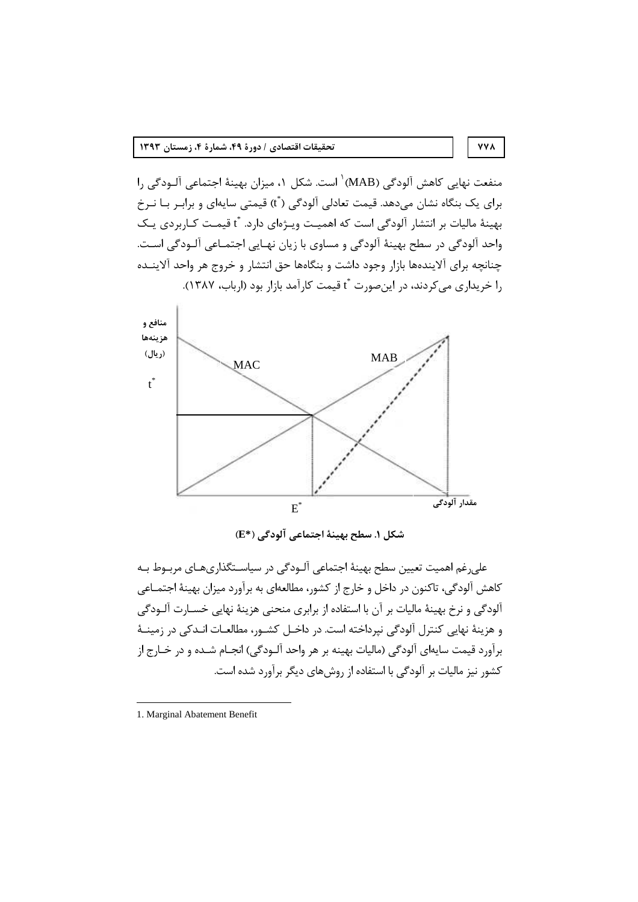منفعت نهایی کاهش آلودگی (MAB)[1] است. شکل ۱، میزان بهینهٔ اجتماعی آلـودگی را برای یک بنگاه نشان می‌دهد. قیمت تعادلی آلودگی ($t^*$) قیمتی سایه‌ای و برابـر بـا نـرخ بهینهٔ مالیات بر انتشار آلودگی است که اهمیـت ویـژه‌ای دارد. $t^*$ قیمـت کـاربردی یـک واحد آلودگی در سطح بهینهٔ آلودگی و مساوی با زیان نهـایی اجتمـاعی آلـودگی اسـت. چنانچه برای آلاینده‌ها بازار وجود داشت و بنگاه‌ها حق انتشار و خروج هر واحد آلاینـده را خریداری می‌کردند، در این‌صورت $t^*$ قیمت کارآمد بازار بود (ارباب، ۱۳۸۷).

**شکل ۱. سطح بهینهٔ اجتماعی آلودگی (E*)**

علی‌رغم اهمیت تعیین سطح بهینهٔ اجتماعی آلـودگی در سیاسـتگذاری‌هـای مربـوط بـه کاهش آلودگی، تاکنون در داخل و خارج از کشور، مطالعه‌ای به برآورد میزان بهینهٔ اجتمـاعی آلودگی و نرخ بهینهٔ مالیات بر آن با استفاده از برابری منحنی هزینهٔ نهایی خسـارت آلـودگی و هزینهٔ نهایی کنترل آلودگی نپرداخته است. در داخـل کشـور، مطالعـات انـدکی در زمینـهٔ برآورد قیمت سایه‌ای آلودگی (مالیات بهینه بر هر واحد آلـودگی) انجـام شـده و در خـارج از کشور نیز مالیات بر آلودگی با استفاده از روش‌های دیگر برآورد شده است.

---

1. Marginal Abatement Benefit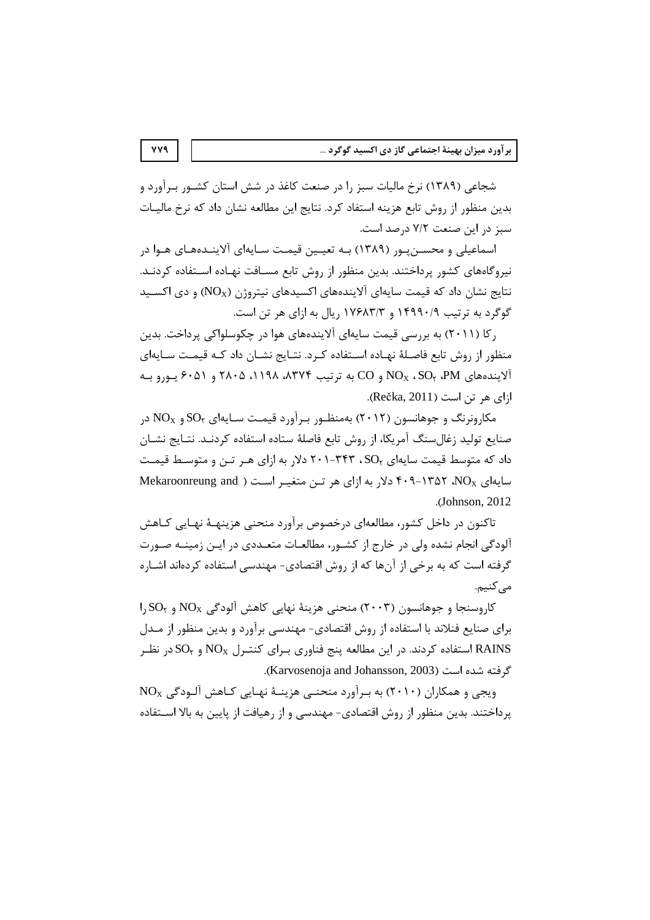شجاعی (۱۳۸۹) نرخ مالیات سبز را در صنعت کاغذ در شش استان کشور برآورد و بدین منظور از روش تابع هزینه استفاد کرد. نتایج این مطالعه نشان داد که نرخ مالیات سبز در این صنعت ۷/۲ درصد است.

اسماعیلی و محسن‌پور (۱۳۸۹) به تعیین قیمت سایه‌ای آلاینده‌های هوا در نیروگاه‌های کشور پرداختند. بدین منظور از روش تابع مسافت نهاده استفاده کردند. نتایج نشان داد که قیمت سایه‌ای آلاینده‌های اکسیدهای نیتروژن ($NO_X$) و دی اکسید گوگرد به ترتیب ۱۴۹۹۰/۹ و ۱۷۶۸۳/۳ ریال به ازای هر تن است.

رکا (۲۰۱۱) به بررسی قیمت سایه‌ای آلاینده‌های هوا در چکوسلواکی پرداخت. بدین منظور از روش تابع فاصلهٔ نهاده استفاده کرد. نتایج نشان داد که قیمت سایه‌ای آلاینده‌های PM، $SO_2$، $NO_X$ و CO به ترتیب ۸۳۷۴، ۱۱۹۸، ۲۸۰۵ و ۶۰۵۱ یورو به ازای هر تن است (Rečka, 2011).

مکارونرنگ و جوهانسون (۲۰۱۲) به‌منظور برآورد قیمت سایه‌ای $SO_2$ و $NO_X$ در صنایع تولید زغال‌سنگ آمریکا، از روش تابع فاصلهٔ ستاده استفاده کردند. نتایج نشان داد که متوسط قیمت سایه‌ای $SO_2$، ۳۴۳-۲۰۱ دلار به ازای هر تن و متوسط قیمت سایه‌ای $NO_X$، ۱۳۵۲-۴۰۹ دلار به ازای هر تن متغیر است (Mekaroonreung and Johnson, 2012).

تاکنون در داخل کشور، مطالعه‌ای درخصوص برآورد منحنی هزینهٔ نهایی کاهش آلودگی انجام نشده ولی در خارج از کشور، مطالعات متعددی در این زمینه صورت گرفته است که به برخی از آن‌ها که از روش اقتصادی- مهندسی استفاده کرده‌اند اشاره می‌کنیم.

کاروسنجا و جوهانسون (۲۰۰۳) منحنی هزینهٔ نهایی کاهش آلودگی $NO_X$ و $SO_2$ را برای صنایع فنلاند با استفاده از روش اقتصادی- مهندسی برآورد و بدین منظور از مدل RAINS استفاده کردند. در این مطالعه پنج فناوری برای کنترل $NO_X$ و $SO_2$ در نظر گرفته شده است (Karvosenoja and Johansson, 2003).

ویجی و همکاران (۲۰۱۰) به برآورد منحنی هزینهٔ نهایی کاهش آلودگی $NO_X$ پرداختند. بدین منظور از روش اقتصادی- مهندسی و از رهیافت از پایین به بالا استفاده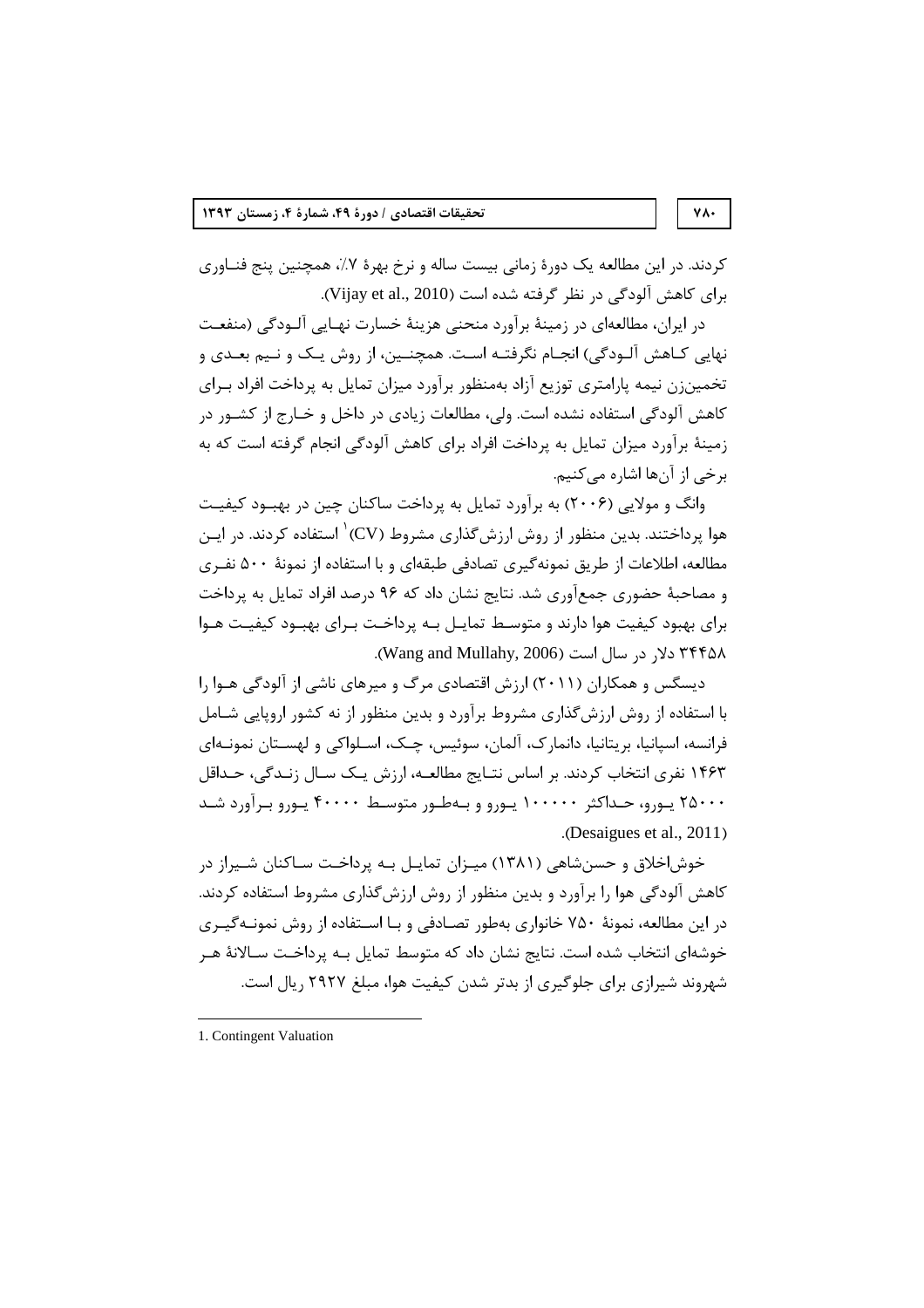کردند. در این مطالعه یک دورهٔ زمانی بیست ساله و نرخ بهرهٔ ۷٪، همچنین پنج فنـاوری برای کاهش آلودگی در نظر گرفته شده است (Vijay et al., 2010).

در ایران، مطالعه‌ای در زمینهٔ برآورد منحنی هزینهٔ خسارت نهـایی آلـودگی (منفعـت نهایی کـاهش آلـودگی) انجـام نگرفتـه اسـت. همچنـین، از روش یـک و نـیم بعـدی و تخمین‌زن نیمه پارامتری توزیع آزاد به‌منظور برآورد میزان تمایل به پرداخت افراد بـرای کاهش آلودگی استفاده نشده است. ولی، مطالعات زیادی در داخل و خـارج از کشـور در زمینهٔ برآورد میزان تمایل به پرداخت افراد برای کاهش آلودگی انجام گرفته است که به برخی از آن‌ها اشاره می‌کنیم.

وانگ و مولایی (۲۰۰۶) به برآورد تمایل به پرداخت ساکنان چین در بهبـود کیفیـت هوا پرداختند. بدین منظور از روش ارزش‌گذاری مشروط (CV)[1] استفاده کردند. در ایـن مطالعه، اطلاعات از طریق نمونه‌گیری تصادفی طبقه‌ای و با استفاده از نمونهٔ ۵۰۰ نفـری و مصاحبهٔ حضوری جمع‌آوری شد. نتایج نشان داد که ۹۶ درصد افراد تمایل به پرداخت برای بهبود کیفیت هوا دارند و متوسـط تمایـل بـه پرداخـت بـرای بهبـود کیفیـت هـوا ۳۴۴۵۸ دلار در سال است (Wang and Mullahy, 2006).

دیسگس و همکاران (۲۰۱۱) ارزش اقتصادی مرگ و میرهای ناشی از آلودگی هـوا را با استفاده از روش ارزش‌گذاری مشروط برآورد و بدین منظور از نه کشور اروپایی شـامل فرانسه، اسپانیا، بریتانیا، دانمارک، آلمان، سوئیس، چـک، اسـلواکی و لهسـتان نمونـه‌ای ۱۴۶۳ نفری انتخاب کردند. بر اساس نتـایج مطالعـه، ارزش یـک سـال زنـدگی، حـداقل ۲۵۰۰۰ یـورو، حـداکثر ۱۰۰۰۰۰ یـورو و بـه‌طـور متوسـط ۴۰۰۰۰ یـورو بـرآورد شـد (Desaigues et al., 2011).

خوش‌اخلاق و حسن‌شاهی (۱۳۸۱) میـزان تمایـل بـه پرداخـت سـاکنان شـیراز در کاهش آلودگی هوا را برآورد و بدین منظور از روش ارزش‌گذاری مشروط استفاده کردند. در این مطالعه، نمونهٔ ۷۵۰ خانواری به‌طور تصـادفی و بـا اسـتفاده از روش نمونـه‌گیـری خوشه‌ای انتخاب شده است. نتایج نشان داد که متوسط تمایل بـه پرداخـت سـالانهٔ هـر شهروند شیرازی برای جلوگیری از بدتر شدن کیفیت هوا، مبلغ ۲۹۲۷ ریال است.

---

1. Contingent Valuation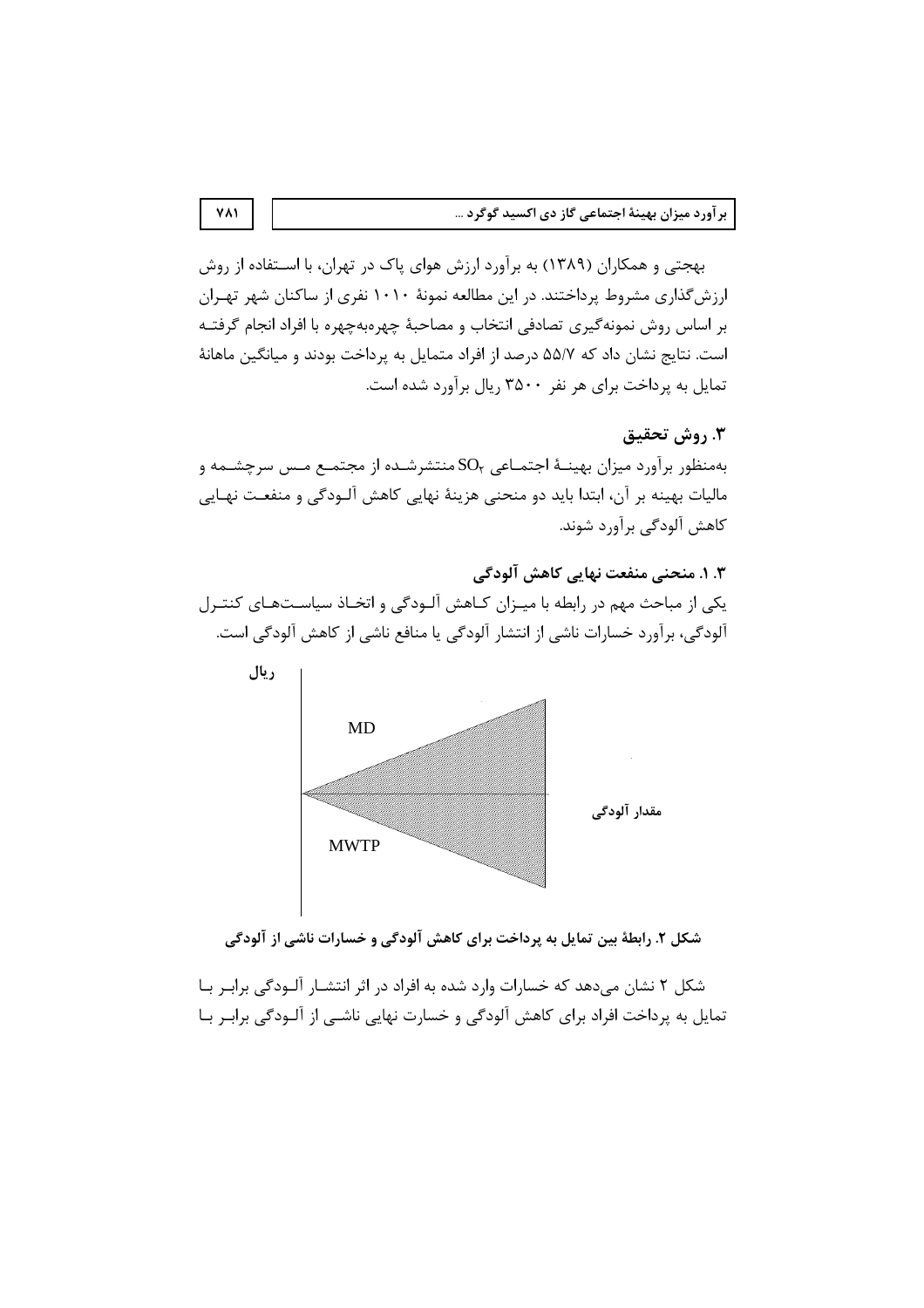بهجتی و همکاران (۱۳۸۹) به برآورد ارزش هوای پاک در تهران، با اسـتفاده از روش ارزش‌گذاری مشروط پرداختند. در این مطالعه نمونهٔ ۱۰۱۰ نفری از ساکنان شهر تهـران بر اساس روش نمونه‌گیری تصادفی انتخاب و مصاحبهٔ چهره‌به‌چهره با افراد انجام گرفتـه است. نتایج نشان داد که ۵۵/۷ درصد از افراد متمایل به پرداخت بودند و میانگین ماهانهٔ تمایل به پرداخت برای هر نفر ۳۵۰۰ ریال برآورد شده است.

## ۳. روش تحقیق

به‌منظور برآورد میزان بهینـهٔ اجتمـاعی $SO_2$ منتشرشـده از مجتمـع مـس سرچشــمه و مالیات بهینه بر آن، ابتدا باید دو منحنی هزینهٔ نهایی کاهش آلـودگی و منفعـت نهـایی کاهش آلودگی برآورد شوند.

### ۳. ۱. منحنی منفعت نهایی کاهش آلودگی

یکی از مباحث مهم در رابطه با میـزان کـاهش آلـودگی و اتخـاذ سیاسـت‌هـای کنتـرل آلودگی، برآورد خسارات ناشی از انتشار آلودگی یا منافع ناشی از کاهش آلودگی است.

ریال

MD

MWTP

مقدار آلودگی

**شکل ۲. رابطهٔ بین تمایل به پرداخت برای کاهش آلودگی و خسارات ناشی از آلودگی**

شکل ۲ نشان می‌دهد که خسارات وارد شده به افراد در اثر انتشـار آلـودگی برابـر بـا تمایل به پرداخت افراد برای کاهش آلودگی و خسارت نهایی ناشـی از آلـودگی برابـر بـا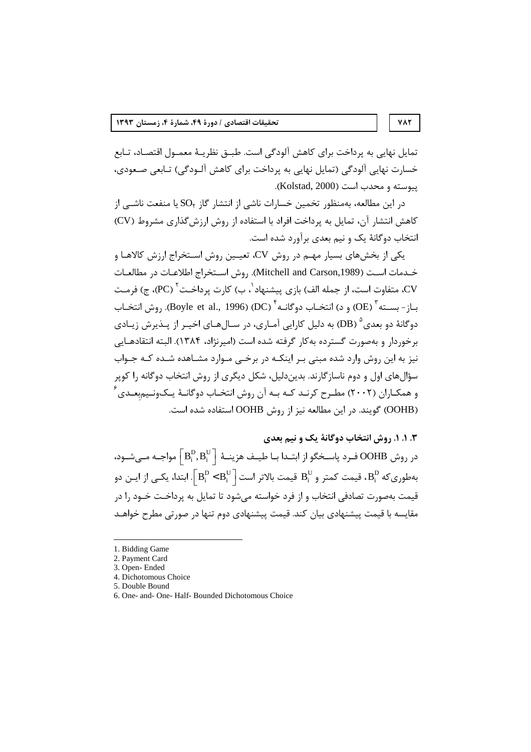تمایل نهایی به پرداخت برای کاهش آلودگی است. طبق نظریهٔ معمول اقتصاد، تابع خسارت نهایی آلودگی (تمایل نهایی به پرداخت برای کاهش آلودگی) تابعی صعودی، پیوسته و محدب است (Kolstad, 2000).

در این مطالعه، به‌منظور تخمین خسارات ناشی از انتشار گاز $SO_2$ یا منفعت ناشی از کاهش انتشار آن، تمایل به پرداخت افراد با استفاده از روش ارزش‌گذاری مشروط (CV) انتخاب دوگانهٔ یک و نیم بعدی برآورد شده است.

یکی از بخش‌های بسیار مهم در روش CV، تعیین روش استخراج ارزش کالاها و خدمات است (Mitchell and Carson,1989). روش استخراج اطلاعات در مطالعات CV، متفاوت است، از جمله الف) بازی پیشنهاد[1]، ب) کارت پرداخت[2] (PC)، ج) فرمت باز- بسته[3] (OE) و د) انتخاب دوگانه[4] (DC) (Boyle et al., 1996). روش انتخاب دوگانهٔ دو بعدی[5] (DB) به دلیل کارایی آماری، در سال‌های اخیر از پذیرش زیادی برخوردار و به‌صورت گسترده به‌کار گرفته شده است (امیرنژاد، ۱۳۸۴). البته انتقادهایی نیز به این روش وارد شده مبنی بر اینکه در برخی موارد مشاهده شده که جواب سؤال‌های اول و دوم ناسازگارند. بدین‌دلیل، شکل دیگری از روش انتخاب دوگانه را کوپر و همکاران (۲۰۰۲) مطرح کرند که به آن روش انتخاب دوگانهٔ یک‌ونیم‌بعدی[6] (OOHB) گویند. در این مطالعه نیز از روش OOHB استفاده شده است.

### ۳. ۱. ۱. روش انتخاب دوگانهٔ یک و نیم بعدی

در روش OOHB فرد پاسخگو از ابتدا با طیف هزینهٔ $\left[B_i^D, B_i^U\right]$ مواجه می‌شود، به‌طوری‌که $B_i^D$، قیمت کمتر و $B_i^U$ قیمت بالاتر است $\left[B_i^D < B_i^U\right]$. ابتدا، یکی از این دو قیمت به‌صورت تصادفی انتخاب و از فرد خواسته می‌شود تا تمایل به پرداخت خود را در مقایسه با قیمت پیشنهادی بیان کند. قیمت پیشنهادی دوم تنها در صورتی مطرح خواهد

---

1. Bidding Game
2. Payment Card
3. Open- Ended
4. Dichotomous Choice
5. Double Bound
6. One- and- One- Half- Bounded Dichotomous Choice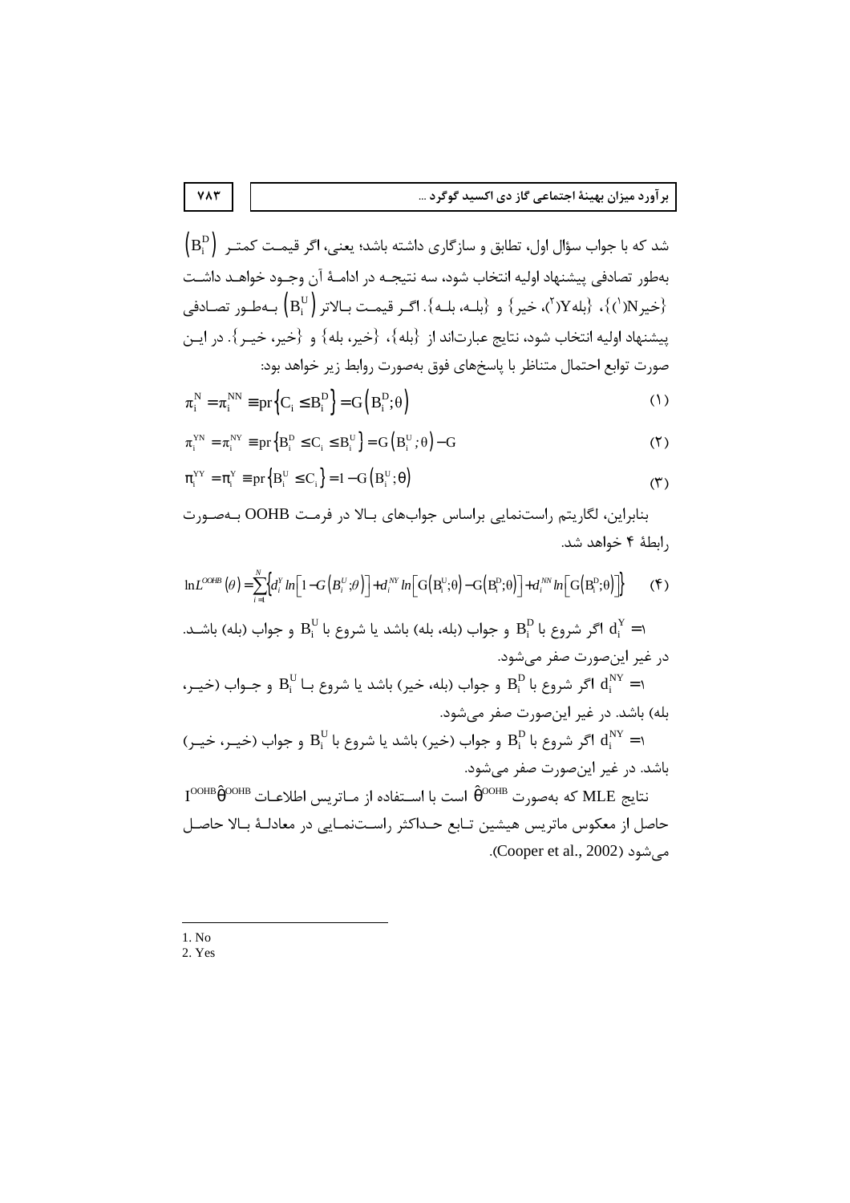شد که با جواب سؤال اول، تطابق و سازگاری داشته باشد؛ یعنی، اگر قیمت کمتر $\left(B_i^D\right)$ به‌طور تصادفی پیشنهاد اولیه انتخاب شود، سه نتیجه در ادامهٔ آن وجود خواهد داشت {خیرN[1]}، {بلهY[2]، خیر} و {بله، بله}. اگر قیمت بالاتر $\left(B_i^U\right)$ به‌طور تصادفی پیشنهاد اولیه انتخاب شود، نتایج عبارت‌اند از {بله}، {خیر، بله} و {خیر، خیر}. در این صورت توابع احتمال متناظر با پاسخ‌های فوق به‌صورت روابط زیر خواهد بود:

$$\pi_i^N = \pi_i^{NN} \equiv pr\left\{C_i \le B_i^D\right\} = G\left(B_i^D;\theta\right) \tag{1}$$

$$\pi_i^{YN} = \pi_i^{NY} \equiv pr\left\{B_i^D \le C_i \le B_i^U\right\} = G\left(B_i^U;\theta\right) - G \tag{2}$$

$$\pi_i^{YY} = \pi_i^Y \equiv pr\left\{B_i^U \le C_i\right\} = 1 - G\left(B_i^U;\theta\right) \tag{3}$$

بنابراین، لگاریتم راست‌نمایی براساس جواب‌های بالا در فرمت OOHB به‌صورت رابطهٔ ۴ خواهد شد.

$$\ln L^{OOHB}(\theta) = \sum_{i=1}^{N}\left\{d_i^Y \ln\left[1 - G\left(B_i^U;\theta\right)\right] + d_i^{NY}\ln\left[G\left(B_i^U;\theta\right) - G\left(B_i^D;\theta\right)\right] + d_i^{NN}\ln\left[G\left(B_i^D;\theta\right)\right]\right\} \tag{4}$$

$d_i^Y = 1$ اگر شروع با $B_i^D$ و جواب (بله، بله) باشد یا شروع با $B_i^U$ و جواب (بله) باشد. در غیر این‌صورت صفر می‌شود.

$d_i^{NY} = 1$ اگر شروع با $B_i^D$ و جواب (بله، خیر) باشد یا شروع با $B_i^U$ و جواب (خیر، بله) باشد. در غیر این‌صورت صفر می‌شود.

$d_i^{NY} = 1$ اگر شروع با $B_i^D$ و جواب (خیر) باشد یا شروع با $B_i^U$ و جواب (خیر، خیر) باشد. در غیر این‌صورت صفر می‌شود.

نتایج MLE که به‌صورت $\hat{\theta}^{OOHB}$ است با استفاده از ماتریس اطلاعات $I^{OOHB}\hat{\theta}^{OOHB}$ حاصل از معکوس ماتریس هیشین تابع حداکثر راست‌نمایی در معادلهٔ بالا حاصل می‌شود (Cooper et al., 2002).

---

1. No
2. Yes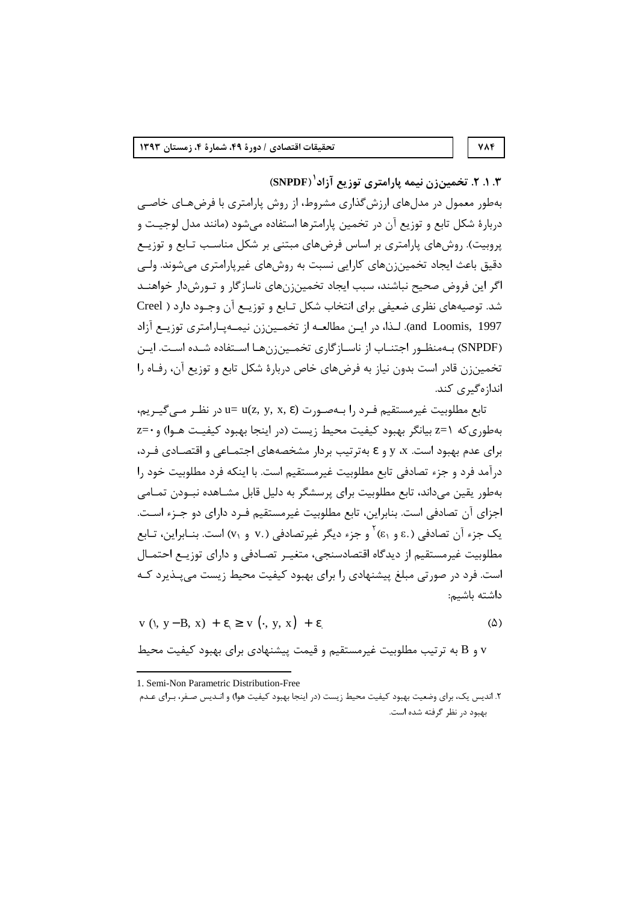### ۳. ۱. ۲. تخمین‌زن نیمه پارامتری توزیع آزاد[1] (SNPDF)

به‌طور معمول در مدل‌های ارزش‌گذاری مشروط، از روش پارامتری با فرض‌های خاصی دربارهٔ شکل تابع و توزیع آن در تخمین پارامترها استفاده می‌شود (مانند مدل لوجیت و پروبیت). روش‌های پارامتری بر اساس فرض‌های مبتنی بر شکل مناسب تابع و توزیع دقیق باعث ایجاد تخمین‌زن‌های کارایی نسبت به روش‌های غیرپارامتری می‌شوند. ولی اگر این فروض صحیح نباشند، سبب ایجاد تخمین‌زن‌های ناسازگار و تورش‌دار خواهند شد. توصیه‌های نظری ضعیفی برای انتخاب شکل تابع و توزیع آن وجود دارد (Creel and Loomis, 1997). لذا، در این مطالعه از تخمین‌زن نیمه‌پارامتری توزیع آزاد (SNPDF) به‌منظور اجتناب از ناسازگاری تخمین‌زن‌ها استفاده شده است. این تخمین‌زن قادر است بدون نیاز به فرض‌های خاص دربارهٔ شکل تابع و توزیع آن، رفاه را اندازه‌گیری کند.

تابع مطلوبیت غیرمستقیم فرد را به‌صورت $u= u(z, y, x, \varepsilon)$ در نظر می‌گیریم، به‌طوری‌که $z=1$ بیانگر بهبود کیفیت محیط زیست (در اینجا بهبود کیفیت هوا) و $z=0$ برای عدم بهبود است. $x$، $y$ و $\varepsilon$ به‌ترتیب بردار مشخصه‌های اجتماعی و اقتصادی فرد، درآمد فرد و جزء تصادفی تابع مطلوبیت غیرمستقیم است. با اینکه فرد مطلوبیت خود را به‌طور یقین می‌داند، تابع مطلوبیت برای پرسشگر به دلیل قابل مشاهده نبودن تمامی اجزای آن تصادفی است. بنابراین، تابع مطلوبیت غیرمستقیم فرد دارای دو جزء است. یک جزء آن تصادفی ($\varepsilon_0$ و $\varepsilon_1$)[2] و جزء دیگر غیرتصادفی ($v_0$ و $v_1$) است. بنابراین، تابع مطلوبیت غیرمستقیم از دیدگاه اقتصادسنجی، متغیر تصادفی و دارای توزیع احتمال است. فرد در صورتی مبلغ پیشنهادی را برای بهبود کیفیت محیط زیست می‌پذیرد که داشته باشیم:

$$v(1, y-B, x) + \varepsilon_1 \geq v(0, y, x) + \varepsilon_0 \tag{5}$$

$v$ و $B$ به ترتیب مطلوبیت غیرمستقیم و قیمت پیشنهادی برای بهبود کیفیت محیط

---

1. Semi-Non Parametric Distribution-Free

2. اندیس یک، برای وضعیت بهبود کیفیت محیط زیست (در اینجا بهبود کیفیت هوا) و اندیس صفر، برای عدم بهبود در نظر گرفته شده است.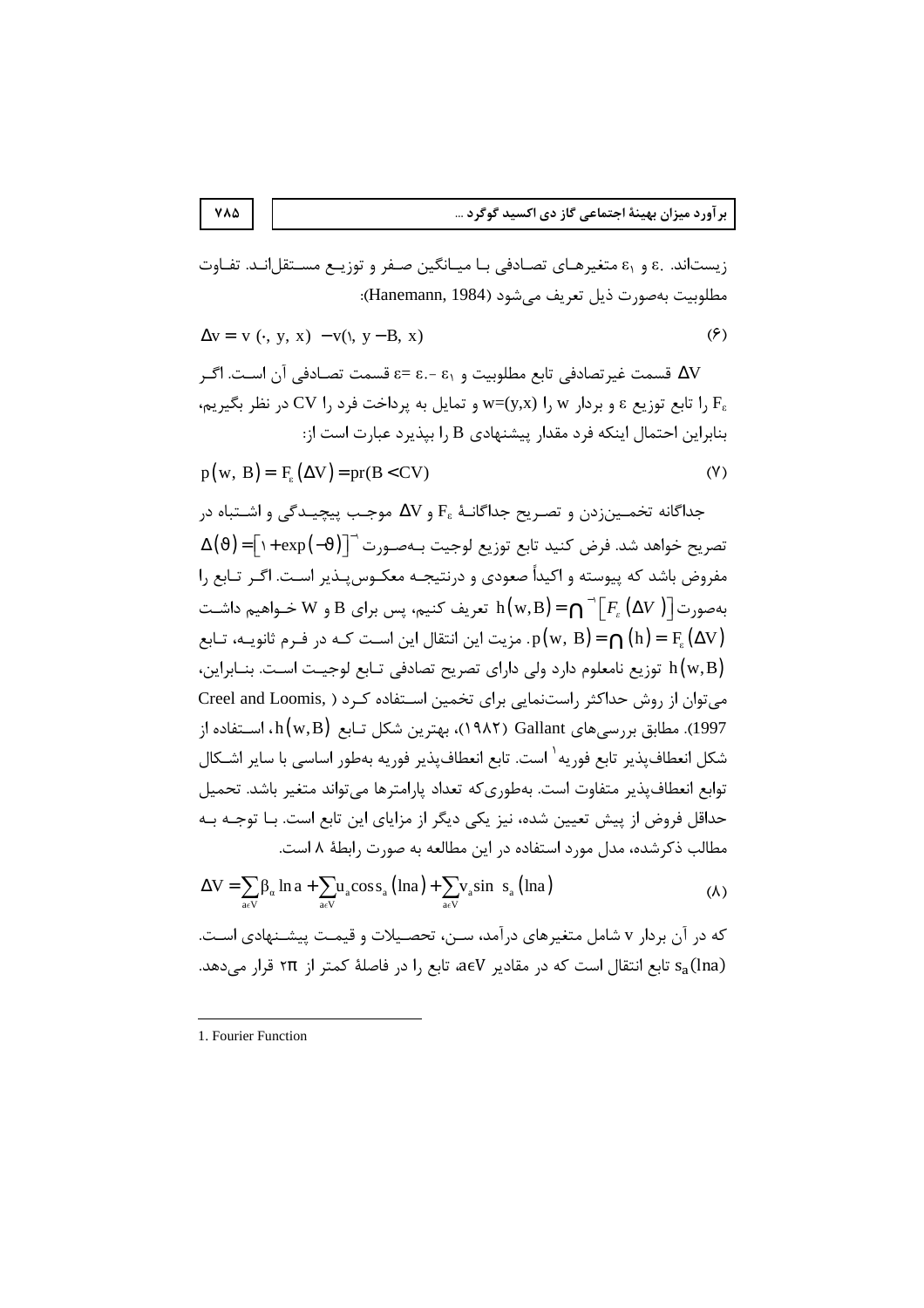زیست‌اند. $\varepsilon_0$ و $\varepsilon_1$ متغیرهای تصادفی با میانگین صفر و توزیع مستقل‌اند. تفاوت مطلوبیت به‌صورت ذیل تعریف می‌شود (Hanemann, 1984):

$$\Delta v = v(\cdot, y, x) - v(1, y - B, x) \qquad (6)$$

$\Delta V$ قسمت غیرتصادفی تابع مطلوبیت و $\varepsilon = \varepsilon_0 - \varepsilon_1$ قسمت تصادفی آن است. اگر $F_\varepsilon$ را تابع توزیع $\varepsilon$ و بردار $w$ را $w=(y,x)$ و تمایل به پرداخت فرد را $CV$ در نظر بگیریم، بنابراین احتمال اینکه فرد مقدار پیشنهادی $B$ را بپذیرد عبارت است از:

$$p(w, B) = F_\varepsilon(\Delta V) = pr(B < CV) \qquad (7)$$

جداگانه تخمین‌زدن و تصریح جداگانهٔ $F_\varepsilon$ و $\Delta V$ موجب پیچیدگی و اشتباه در تصریح خواهد شد. فرض کنید تابع توزیع لوجیت به‌صورت $\Delta(\vartheta) = [1 + \exp(-\vartheta)]^{-1}$ مفروض باشد که پیوسته و اکیداً صعودی و درنتیجه معکوس‌پذیر است. اگر تابع را به‌صورت $h(w,B) = \cap^{-1}[F_\varepsilon(\Delta V)]$ تعریف کنیم، پس برای $B$ و $W$ خواهیم داشت $p(w, B) = \cap(h) = F_\varepsilon(\Delta V)$. مزیت این انتقال این است که در فرم ثانویه، تابع $h(w,B)$ توزیع نامعلوم دارد ولی دارای تصریح تصادفی تابع لوجیت است. بنابراین، می‌توان از روش حداکثر راستنمایی برای تخمین استفاده کرد (Creel and Loomis, 1997). مطابق بررسی‌های Gallant (۱۹۸۲)، بهترین شکل تابع $h(w,B)$، استفاده از شکل انعطاف‌پذیر تابع فوریه[1] است. تابع انعطاف‌پذیر فوریه به‌طور اساسی با سایر اشکال توابع انعطاف‌پذیر متفاوت است. به‌طوری‌که تعداد پارامترها می‌تواند متغیر باشد. تحمیل حداقل فروض از پیش تعیین شده، نیز یکی دیگر از مزایای این تابع است. با توجه به مطالب ذکرشده، مدل مورد استفاده در این مطالعه به صورت رابطهٔ ۸ است.

$$\Delta V = \sum_{a \in V} \beta_\alpha \ln a + \sum_{a \in V} u_a \cos s_a(\ln a) + \sum_{a \in V} v_a \sin\ s_a(\ln a) \qquad (8)$$

که در آن بردار $v$ شامل متغیرهای درآمد، سن، تحصیلات و قیمت پیشنهادی است. $s_a(\ln a)$ تابع انتقال است که در مقادیر $a \in V$، تابع را در فاصلهٔ کمتر از $2\pi$ قرار می‌دهد.

---

1. Fourier Function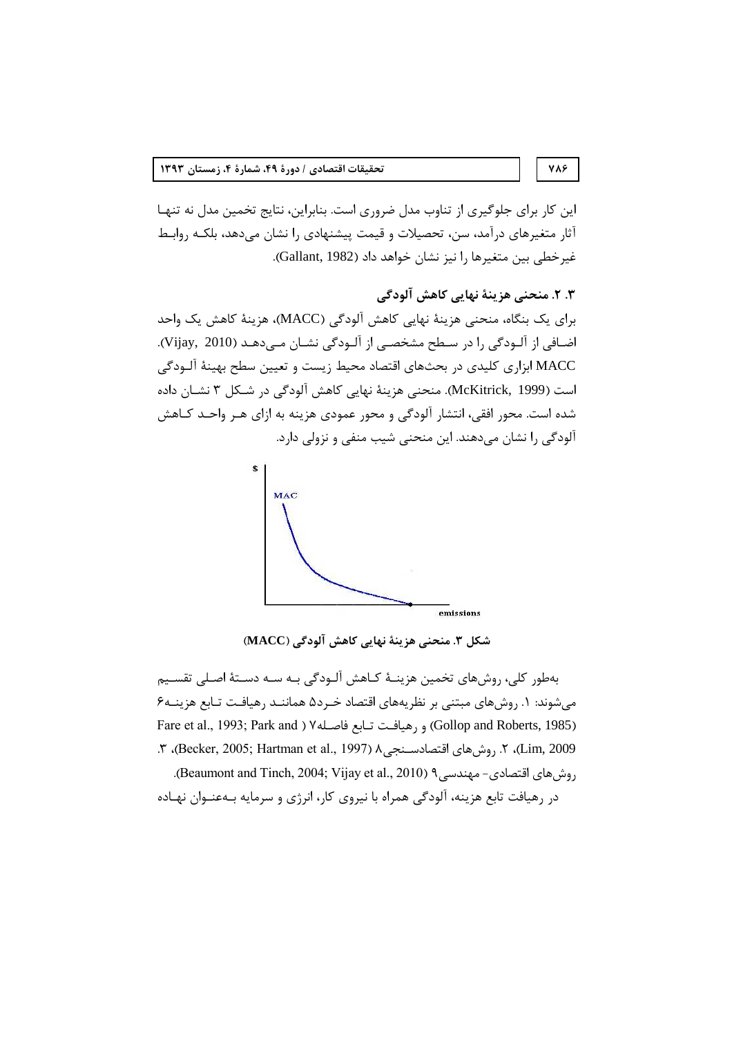این کار برای جلوگیری از تناوب مدل ضروری است. بنابراین، نتایج تخمین مدل نه تنها آثار متغیرهای درآمد، سن، تحصیلات و قیمت پیشنهادی را نشان می‌دهد، بلکه روابط غیرخطی بین متغیرها را نیز نشان خواهد داد (Gallant, 1982).

### ۳. ۲. منحنی هزینهٔ نهایی کاهش آلودگی

برای یک بنگاه، منحنی هزینهٔ نهایی کاهش آلودگی (MACC)، هزینهٔ کاهش یک واحد اضافی از آلودگی را در سطح مشخصی از آلودگی نشان می‌دهد (Vijay, 2010). MACC ابزاری کلیدی در بحث‌های اقتصاد محیط زیست و تعیین سطح بهینهٔ آلودگی است (McKitrick, 1999). منحنی هزینهٔ نهایی کاهش آلودگی در شکل ۳ نشان داده شده است. محور افقی، انتشار آلودگی و محور عمودی هزینه به ازای هر واحد کاهش آلودگی را نشان می‌دهند. این منحنی شیب منفی و نزولی دارد.

**شکل ۳. منحنی هزینهٔ نهایی کاهش آلودگی (MACC)**

به‌طور کلی، روش‌های تخمین هزینهٔ کاهش آلودگی به سه دستهٔ اصلی تقسیم می‌شوند: ۱. روش‌های مبتنی بر نظریه‌های اقتصاد خرد[5] همانند رهیافت تابع هزینه[6] (Gollop and Roberts, 1985) و رهیافت تابع فاصله[7] (Fare et al., 1993; Park and Lim, 2009)، ۲. روش‌های اقتصادسنجی[8] (Becker, 2005; Hartman et al., 1997)، ۳. روش‌های اقتصادی- مهندسی[9] (Beaumont and Tinch, 2004; Vijay et al., 2010).

در رهیافت تابع هزینه، آلودگی همراه با نیروی کار، انرژی و سرمایه به‌عنوان نهاده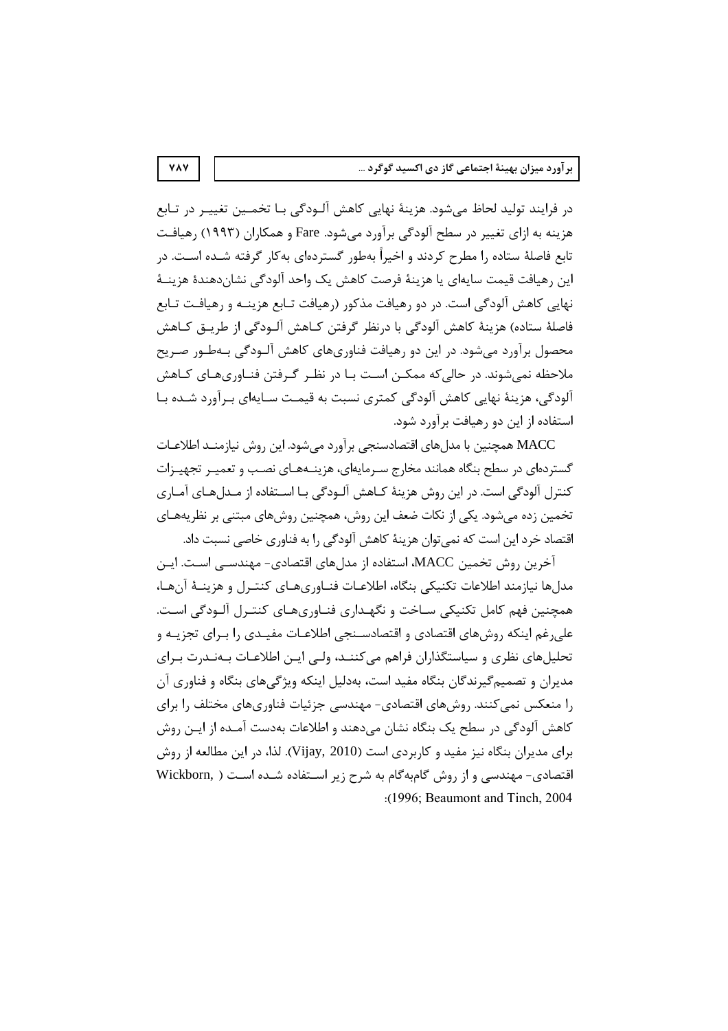در فرایند تولید لحاظ می‌شود. هزینهٔ نهایی کاهش آلودگی با تخمین تغییر در تابع هزینه به ازای تغییر در سطح آلودگی برآورد می‌شود. Fare و همکاران (۱۹۹۳) رهیافت تابع فاصلهٔ ستاده را مطرح کردند و اخیراً به‌طور گسترده‌ای به‌کار گرفته شده است. در این رهیافت قیمت سایه‌ای یا هزینهٔ فرصت کاهش یک واحد آلودگی نشان‌دهندهٔ هزینهٔ نهایی کاهش آلودگی است. در دو رهیافت مذکور (رهیافت تابع هزینه و رهیافت تابع فاصلهٔ ستاده) هزینهٔ کاهش آلودگی با درنظر گرفتن کاهش آلودگی از طریق کاهش محصول برآورد می‌شود. در این دو رهیافت فناوری‌های کاهش آلودگی به‌طور صریح ملاحظه نمی‌شوند. در حالی‌که ممکن است با در نظر گرفتن فناوری‌های کاهش آلودگی، هزینهٔ نهایی کاهش آلودگی کمتری نسبت به قیمت سایه‌ای برآورد شده با استفاده از این دو رهیافت برآورد شود.

MACC همچنین با مدل‌های اقتصادسنجی برآورد می‌شود. این روش نیازمند اطلاعات گسترده‌ای در سطح بنگاه همانند مخارج سرمایه‌ای، هزینه‌های نصب و تعمیر تجهیزات کنترل آلودگی است. در این روش هزینهٔ کاهش آلودگی با استفاده از مدل‌های آماری تخمین زده می‌شود. یکی از نکات ضعف این روش، همچنین روش‌های مبتنی بر نظریه‌های اقتصاد خرد این است که نمی‌توان هزینهٔ کاهش آلودگی را به فناوری خاصی نسبت داد.

آخرین روش تخمین MACC، استفاده از مدل‌های اقتصادی- مهندسی است. این مدل‌ها نیازمند اطلاعات تکنیکی بنگاه، اطلاعات فناوری‌های کنترل و هزینهٔ آن‌ها، همچنین فهم کامل تکنیکی ساخت و نگهداری فناوری‌های کنترل آلودگی است. علی‌رغم اینکه روش‌های اقتصادی و اقتصادسنجی اطلاعات مفیدی را برای تجزیه و تحلیل‌های نظری و سیاستگذاران فراهم می‌کنند، ولی این اطلاعات به‌ندرت برای مدیران و تصمیم‌گیرندگان بنگاه مفید است، به‌دلیل اینکه ویژگی‌های بنگاه و فناوری آن را منعکس نمی‌کنند. روش‌های اقتصادی- مهندسی جزئیات فناوری‌های مختلف را برای کاهش آلودگی در سطح یک بنگاه نشان می‌دهند و اطلاعات به‌دست آمده از این روش برای مدیران بنگاه نیز مفید و کاربردی است (Vijay, 2010). لذا، در این مطالعه از روش اقتصادی- مهندسی و از روش گام‌به‌گام به شرح زیر استفاده شده است (Wickborn, 1996; Beaumont and Tinch, 2004):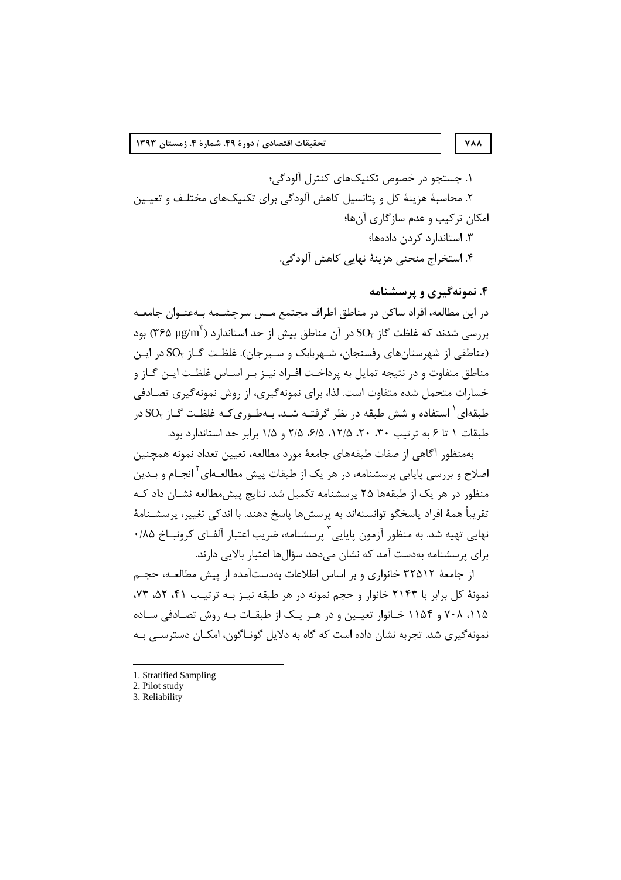۱. جستجو در خصوص تکنیک‌های کنترل آلودگی؛

۲. محاسبهٔ هزینهٔ کل و پتانسیل کاهش آلودگی برای تکنیک‌های مختلف و تعیین امکان ترکیب و عدم سازگاری آن‌ها؛

۳. استاندارد کردن داده‌ها؛

۴. استخراج منحنی هزینهٔ نهایی کاهش آلودگی.

## ۴. نمونه‌گیری و پرسشنامه

در این مطالعه، افراد ساکن در مناطق اطراف مجتمع مس سرچشمه به‌عنوان جامعه بررسی شدند که غلظت گاز $SO_2$ در آن مناطق بیش از حد استاندارد ($365\ \mu g/m^3$) بود (مناطقی از شهرستان‌های رفسنجان، شهربابک و سیرجان). غلظت گاز $SO_2$ در این مناطق متفاوت و در نتیجه تمایل به پرداخت افراد نیز بر اساس غلظت این گاز و خسارات متحمل شده متفاوت است. لذا، برای نمونه‌گیری، از روش نمونه‌گیری تصادفی طبقه‌ای[1] استفاده و شش طبقه در نظر گرفته شد، به‌طوری‌که غلظت گاز $SO_2$ در طبقات ۱ تا ۶ به ترتیب ۳۰، ۲۰، ۱۲/۵، ۶/۵، ۲/۵ و ۱/۵ برابر حد استاندارد بود.

به‌منظور آگاهی از صفات طبقه‌های جامعهٔ مورد مطالعه، تعیین تعداد نمونه همچنین اصلاح و بررسی پایایی پرسشنامه، در هر یک از طبقات پیش مطالعه‌ای[2] انجام و بدین منظور در هر یک از طبقه‌ها ۲۵ پرسشنامه تکمیل شد. نتایج پیش‌مطالعه نشان داد که تقریباً همهٔ افراد پاسخگو توانسته‌اند به پرسش‌ها پاسخ دهند. با اندکی تغییر، پرسشنامهٔ نهایی تهیه شد. به منظور آزمون پایایی[3] پرسشنامه، ضریب اعتبار آلفای کرونباخ ۰/۸۵ برای پرسشنامه به‌دست آمد که نشان می‌دهد سؤال‌ها اعتبار بالایی دارند.

از جامعهٔ ۳۲۵۱۲ خانواری و بر اساس اطلاعات به‌دست‌آمده از پیش مطالعه، حجم نمونهٔ کل برابر با ۲۱۴۳ خانوار و حجم نمونه در هر طبقه نیز به ترتیب ۴۱، ۵۲، ۷۳، ۱۱۵، ۷۰۸ و ۱۱۵۴ خانوار تعیین و در هر یک از طبقات به روش تصادفی ساده نمونه‌گیری شد. تجربه نشان داده است که گاه به دلایل گوناگون، امکان دسترسی به

---

1. Stratified Sampling
2. Pilot study
3. Reliability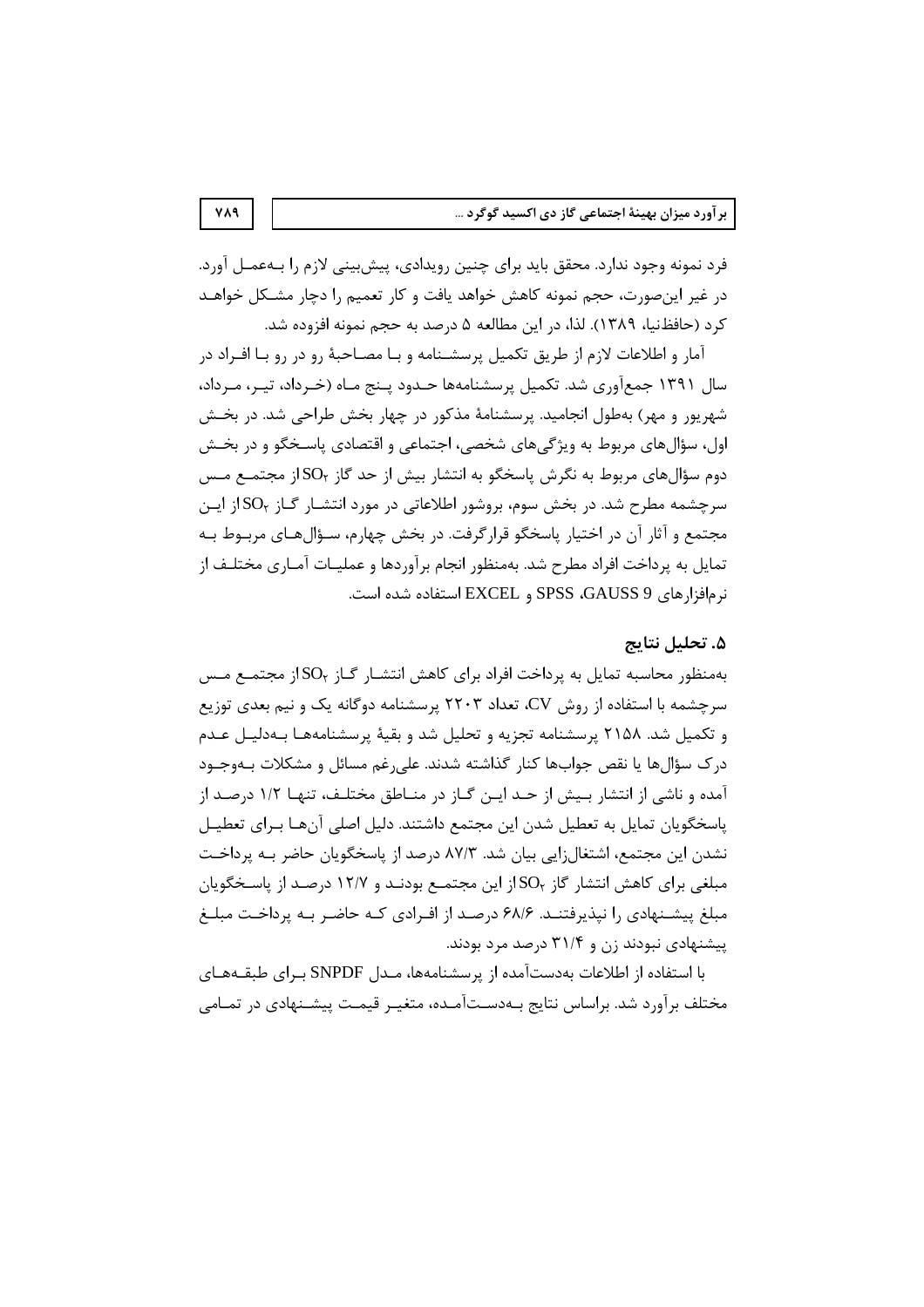فرد نمونه وجود ندارد. محقق باید برای چنین رویدادی، پیش‌بینی لازم را بـه‌عمـل آورد. در غیر این‌صورت، حجم نمونه کاهش خواهد یافت و کار تعمیم را دچار مشـکل خواهـد کرد (حافظ‌نیا، ۱۳۸۹). لذا، در این مطالعه ۵ درصد به حجم نمونه افزوده شد.

آمار و اطلاعات لازم از طریق تکمیل پرسشـنامه و بـا مصـاحبۀ رو در رو بـا افـراد در سال ۱۳۹۱ جمع‌آوری شد. تکمیل پرسشنامه‌ها حـدود پـنج مـاه (خـرداد، تیـر، مـرداد، شهریور و مهر) به‌طول انجامید. پرسشنامۀ مذکور در چهار بخش طراحی شد. در بخـش اول، سؤال‌های مربوط به ویژگی‌های شخصی، اجتماعی و اقتصادی پاسـخگو و در بخـش دوم سؤال‌های مربوط به نگرش پاسخگو به انتشار بیش از حد گاز $SO_2$ از مجتمـع مـس سرچشمه مطرح شد. در بخش سوم، بروشور اطلاعاتی در مورد انتشـار گـاز $SO_2$ از ایـن مجتمع و آثار آن در اختیار پاسخگو قرارگرفت. در بخش چهارم، سـؤال‌هـای مربـوط بـه تمایل به پرداخت افراد مطرح شد. به‌منظور انجام برآوردها و عملیـات آمـاری مختلـف از نرم‌افزارهای GAUSS 9، SPSS و EXCEL استفاده شده است.

## ۵. تحلیل نتایج

به‌منظور محاسبه تمایل به پرداخت افراد برای کاهش انتشـار گـاز $SO_2$ از مجتمـع مـس سرچشمه با استفاده از روش CV، تعداد ۲۲۰۳ پرسشنامه دوگانه یک و نیم بعدی توزیع و تکمیل شد. ۲۱۵۸ پرسشنامه تجزیه و تحلیل شد و بقیۀ پرسشنامه‌هـا بـه‌دلیـل عـدم درک سؤال‌ها یا نقص جواب‌ها کنار گذاشته شدند. علی‌رغم مسائل و مشکلات بـه‌وجـود آمده و ناشی از انتشار بـیش از حـد ایـن گـاز در منـاطق مختلـف، تنهـا ۱/۲ درصـد از پاسخگویان تمایل به تعطیل شدن این مجتمع داشتند. دلیل اصلی آن‌هـا بـرای تعطیـل نشدن این مجتمع، اشتغال‌زایی بیان شد. ۸۷/۳ درصد از پاسخگویان حاضر بـه پرداخـت مبلغی برای کاهش انتشار گاز $SO_2$ از این مجتمـع بودنـد و ۱۲/۷ درصـد از پاسـخگویان مبلغ پیشـنهادی را نپذیرفتنـد. ۶۸/۶ درصـد از افـرادی کـه حاضـر بـه پرداخـت مبلـغ پیشنهادی نبودند زن و ۳۱/۴ درصد مرد بودند.

با استفاده از اطلاعات به‌دست‌آمده از پرسشنامه‌ها، مـدل SNPDF بـرای طبقـه‌هـای مختلف برآورد شد. براساس نتایج بـه‌دسـت‌آمـده، متغیـر قیمـت پیشـنهادی در تمـامی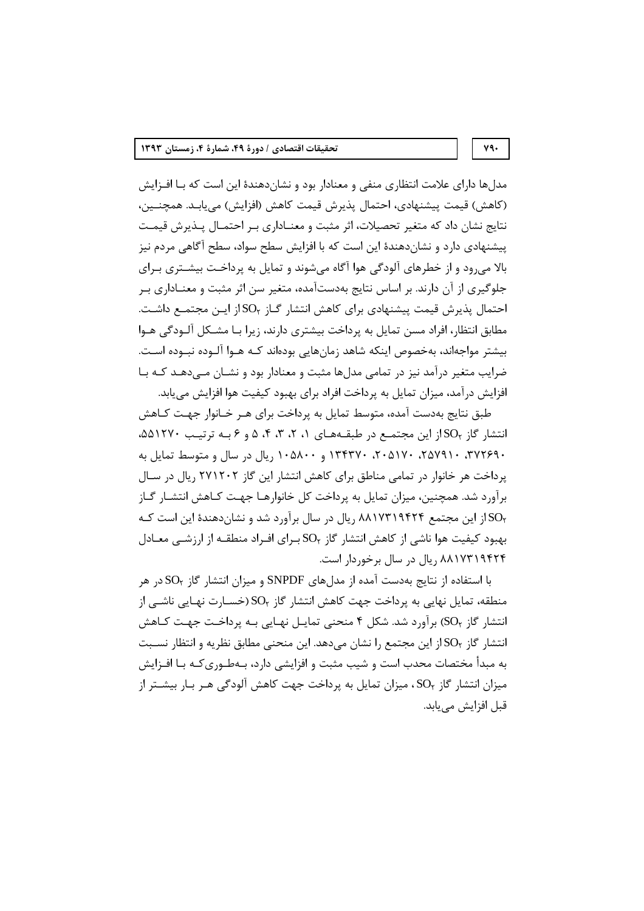مدل‌ها دارای علامت انتظاری منفی و معنادار بود و نشان‌دهندهٔ این است که بـا افـزایش (کاهش) قیمت پیشنهادی، احتمال پذیرش قیمت کاهش (افزایش) می‌یابـد. همچنـین، نتایج نشان داد که متغیر تحصیلات، اثر مثبت و معنـاداری بـر احتمـال پـذیرش قیمـت پیشنهادی دارد و نشان‌دهندهٔ این است که با افزایش سطح سواد، سطح آگاهی مردم نیز بالا می‌رود و از خطرهای آلودگی هوا آگاه می‌شوند و تمایل به پرداخـت بیشـتری بـرای جلوگیری از آن دارند. بر اساس نتایج به‌دست‌آمده، متغیر سن اثر مثبت و معنـاداری بـر احتمال پذیرش قیمت پیشنهادی برای کاهش انتشار گـاز $SO_2$ از ایـن مجتمـع داشـت. مطابق انتظار، افراد مسن تمایل به پرداخت بیشتری دارند، زیرا بـا مشـکل آلـودگی هـوا بیشتر مواجه‌اند، به‌خصوص اینکه شاهد زمان‌هایی بوده‌اند کـه هـوا آلـوده نبـوده اسـت. ضرایب متغیر درآمد نیز در تمامی مدل‌ها مثبت و معنادار بود و نشـان مـی‌دهـد کـه بـا افزایش درآمد، میزان تمایل به پرداخت افراد برای بهبود کیفیت هوا افزایش می‌یابد.

طبق نتایج به‌دست آمده، متوسط تمایل به پرداخت برای هـر خـانوار جهـت کـاهش انتشار گاز $SO_2$ از این مجتمـع در طبقـه‌هـای ۱، ۲، ۳، ۴، ۵ و ۶ بـه ترتیـب ۵۵۱۲۷۰، ۳۷۲۶۹۰، ۲۵۷۹۱۰، ۲۰۵۱۷۰، ۱۳۴۳۷۰ و ۱۰۵۸۰۰ ریال در سال و متوسط تمایل به پرداخت هر خانوار در تمامی مناطق برای کاهش انتشار این گاز ۲۷۱۲۰۲ ریال در سـال برآورد شد. همچنین، میزان تمایل به پرداخت کل خانوارهـا جهـت کـاهش انتشـار گـاز $SO_2$ از این مجتمع ۸۸۱۷۳۱۹۴۲۴ ریال در سال برآورد شد و نشان‌دهندهٔ این است کـه بهبود کیفیت هوا ناشی از کاهش انتشار گاز $SO_2$ بـرای افـراد منطقـه از ارزشـی معـادل ۸۸۱۷۳۱۹۴۲۴ ریال در سال برخوردار است.

با استفاده از نتایج به‌دست آمده از مدل‌های SNPDF و میزان انتشار گاز $SO_2$ در هر منطقه، تمایل نهایی به پرداخت جهت کاهش انتشار گاز $SO_2$ (خسـارت نهـایی ناشـی از انتشار گاز $SO_2$) برآورد شد. شکل ۴ منحنی تمایـل نهـایی بـه پرداخـت جهـت کـاهش انتشار گاز $SO_2$ از این مجتمع را نشان می‌دهد. این منحنی مطابق نظریه و انتظار نسـبت به مبدأ مختصات محدب است و شیب مثبت و افزایشی دارد، بـه‌طـوری‌کـه بـا افـزایش میزان انتشار گاز $SO_2$، میزان تمایل به پرداخت جهت کاهش آلودگی هـر بـار بیشـتر از قبل افزایش می‌یابد.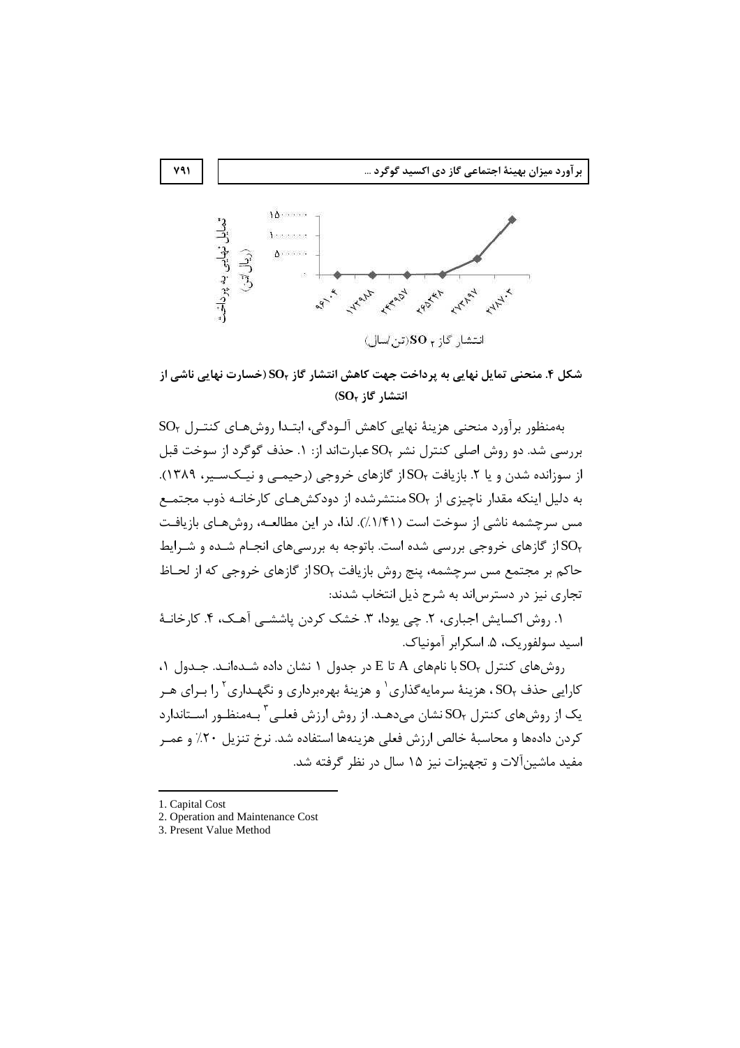**شکل ۴. منحنی تمایل نهایی به پرداخت جهت کاهش انتشار گاز $SO_2$ (خسارت نهایی ناشی از انتشار گاز $SO_2$)**

به‌منظور برآورد منحنی هزینهٔ نهایی کاهش آلـودگی، ابتـدا روش‌هـای کنتـرل $SO_2$ بررسی شد. دو روش اصلی کنترل نشر $SO_2$ عبارت‌اند از: ۱. حذف گوگرد از سوخت قبل از سوزانده شدن و یا ۲. بازیافت $SO_2$ از گازهای خروجی (رحیمـی و نیک‌سـیر، ۱۳۸۹). به دلیل اینکه مقدار ناچیزی از $SO_2$ منتشرشده از دودکش‌هـای کارخانـه ذوب مجتمـع مس سرچشمه ناشی از سوخت است (۱/۴۱٪). لذا، در این مطالعـه، روش‌هـای بازیافـت $SO_2$ از گازهای خروجی بررسی شده است. باتوجه به بررسی‌های انجـام شـده و شـرایط حاکم بر مجتمع مس سرچشمه، پنج روش بازیافت $SO_2$ از گازهای خروجی که از لحـاظ تجاری نیز در دسترس‌اند به شرح ذیل انتخاب شدند:

۱. روش اکسایش اجباری، ۲. چی یودا، ۳. خشک کردن پاششـی آهـک، ۴. کارخانـهٔ اسید سولفوریک، ۵. اسکرابر آمونیاک.

روش‌های کنترل $SO_2$ با نام‌های A تا E در جدول ۱ نشان داده شـده‌انـد. جـدول ۱، کارایی حذف $SO_2$، هزینهٔ سرمایه‌گذاری[1] و هزینهٔ بهره‌برداری و نگهـداری[2] را بـرای هـر یک از روش‌های کنترل $SO_2$ نشان می‌دهـد. از روش ارزش فعلـی[3] بـه‌منظـور اسـتاندارد کردن داده‌ها و محاسبهٔ خالص ارزش فعلی هزینه‌ها استفاده شد. نرخ تنزیل ۲۰٪ و عمـر مفید ماشین‌آلات و تجهیزات نیز ۱۵ سال در نظر گرفته شد.

---

1. Capital Cost
2. Operation and Maintenance Cost
3. Present Value Method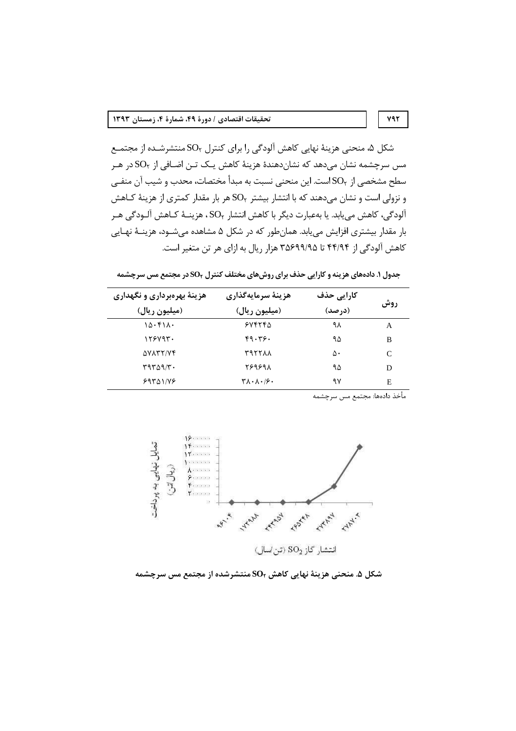شکل ۵، منحنی هزینهٔ نهایی کاهش آلودگی را برای کنترل $SO_2$ منتشرشـده از مجتمـع مس سرچشمه نشان می‌دهد که نشان‌دهندهٔ هزینهٔ کاهش یـک تـن اضـافی از $SO_2$ در هـر سطح مشخصی از $SO_2$ است. این منحنی نسبت به مبدأ مختصات، محدب و شیب آن منفـی و نزولی است و نشان می‌دهند که با انتشار بیشتر $SO_2$ هر بار مقدار کمتری از هزینهٔ کـاهش آلودگی، کاهش می‌یابد. یا به‌عبارت دیگر با کاهش انتشار $SO_2$، هزینـهٔ کـاهش آلـودگی هـر بار مقدار بیشتری افزایش می‌یابد. همان‌طور که در شکل ۵ مشاهده می‌شـود، هزینـهٔ نهـایی کاهش آلودگی از ۴۴/۹۴ تا ۳۵۶۹۹/۹۵ هزار ریال به ازای هر تن متغیر است.

**جدول ۱. داده‌های هزینه و کارایی حذف برای روش‌های مختلف کنترل $SO_2$ در مجتمع مس سرچشمه**

| روش | کارایی حذف (درصد) | هزینهٔ سرمایه‌گذاری (میلیون ریال) | هزینهٔ بهره‌برداری و نگهداری (میلیون ریال) |
|---|---|---|---|
| A | ۹۸ | ۶۷۴۲۴۵ | ۱۵۰۴۱۸۰ |
| B | ۹۵ | ۴۹۰۳۶۰ | ۱۲۶۷۹۳۰ |
| C | ۵۰ | ۳۹۲۲۸۸ | ۵۷۸۳۲/۷۴ |
| D | ۹۵ | ۲۶۹۶۹۸ | ۳۹۳۵۹/۳۰ |
| E | ۹۷ | ۳۸۰۸۰/۶۰ | ۶۹۳۵۱/۷۶ |

مأخذ داده‌ها: مجتمع مس سرچشمه

**شکل ۵. منحنی هزینهٔ نهایی کاهش $SO_2$ منتشرشده از مجتمع مس سرچشمه**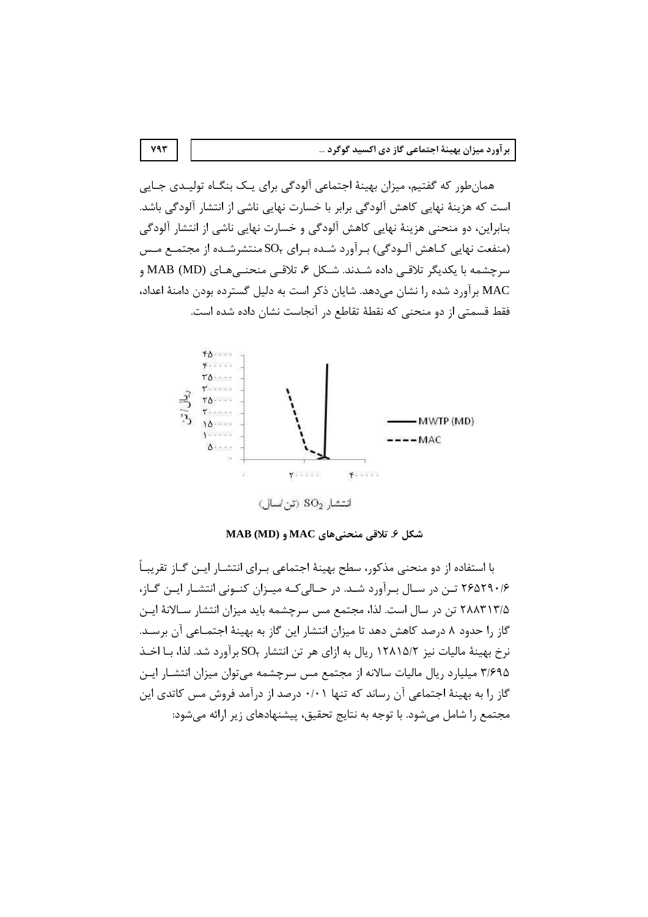همان‌طور که گفتیم، میزان بهینهٔ اجتماعی آلودگی برای یک بنگاه تولیدی جایی است که هزینهٔ نهایی کاهش آلودگی برابر با خسارت نهایی ناشی از انتشار آلودگی باشد. بنابراین، دو منحنی هزینهٔ نهایی کاهش آلودگی و خسارت نهایی ناشی از انتشار آلودگی (منفعت نهایی کاهش آلودگی) برآورد شده برای $SO_2$ منتشرشده از مجتمع مس سرچشمه با یکدیگر تلاقی داده شدند. شکل ۶، تلاقی منحنی‌های (MAB (MD و MAC برآورد شده را نشان می‌دهد. شایان ذکر است به دلیل گسترده بودن دامنهٔ اعداد، فقط قسمتی از دو منحنی که نقطهٔ تقاطع در آنجاست نشان داده شده است.

**شکل ۶. تلاقی منحنی‌های MAC و (MAB (MD**

با استفاده از دو منحنی مذکور، سطح بهینهٔ اجتماعی برای انتشار این گاز تقریباً ۲۶۵۲۹۰/۶ تن در سال برآورد شد. در حالی‌که میزان کنونی انتشار این گاز، ۲۸۸۳۱۳/۵ تن در سال است. لذا، مجتمع مس سرچشمه باید میزان انتشار سالانهٔ این گاز را حدود ۸ درصد کاهش دهد تا میزان انتشار این گاز به بهینهٔ اجتماعی آن برسد. نرخ بهینهٔ مالیات نیز ۱۲۸۱۵/۲ ریال به ازای هر تن انتشار $SO_2$ برآورد شد. لذا، با اخذ ۳/۶۹۵ میلیارد ریال مالیات سالانه از مجتمع مس سرچشمه می‌توان میزان انتشار این گاز را به بهینهٔ اجتماعی آن رساند که تنها ۰/۰۱ درصد از درآمد فروش مس کاتدی این مجتمع را شامل می‌شود. با توجه به نتایج تحقیق، پیشنهادهای زیر ارائه می‌شود: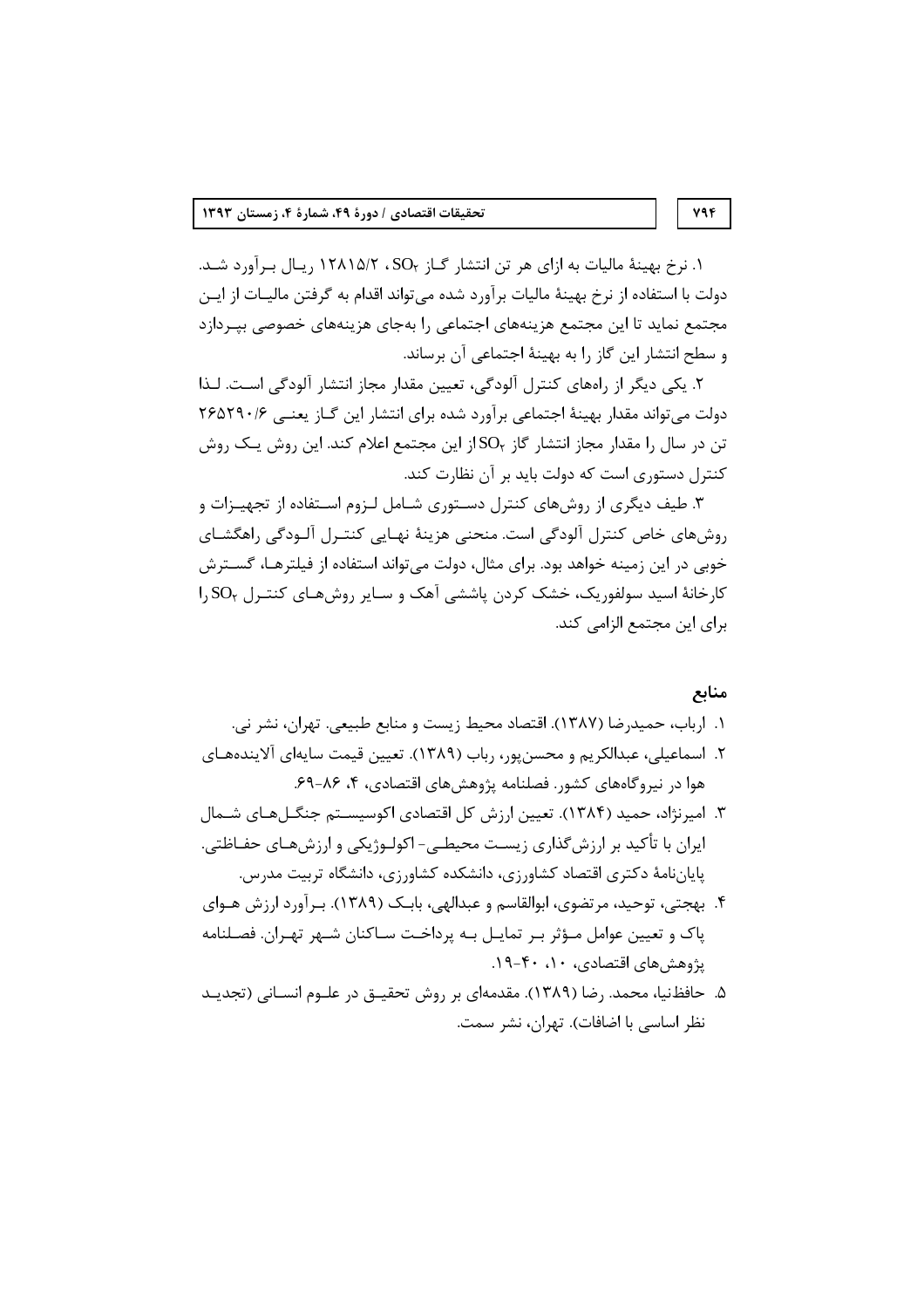۱. نرخ بهینهٔ مالیات به ازای هر تن انتشار گاز $SO_2$، ۱۲۸۱۵/۲ ریال برآورد شد. دولت با استفاده از نرخ بهینهٔ مالیات برآورد شده می‌تواند اقدام به گرفتن مالیات از این مجتمع نماید تا این مجتمع هزینه‌های اجتماعی را به‌جای هزینه‌های خصوصی بپردازد و سطح انتشار این گاز را به بهینهٔ اجتماعی آن برساند.

۲. یکی دیگر از راه‌های کنترل آلودگی، تعیین مقدار مجاز انتشار آلودگی است. لذا دولت می‌تواند مقدار بهینهٔ اجتماعی برآورد شده برای انتشار این گاز یعنی ۲۶۵۲۹۰/۶ تن در سال را مقدار مجاز انتشار گاز $SO_2$ از این مجتمع اعلام کند. این روش یک روش کنترل دستوری است که دولت باید بر آن نظارت کند.

۳. طیف دیگری از روش‌های کنترل دستوری شامل لزوم استفاده از تجهیزات و روش‌های خاص کنترل آلودگی است. منحنی هزینهٔ نهایی کنترل آلودگی راهگشای خوبی در این زمینه خواهد بود. برای مثال، دولت می‌تواند استفاده از فیلترها، گسترش کارخانهٔ اسید سولفوریک، خشک کردن پاششی آهک و سایر روش‌های کنترل $SO_2$ را برای این مجتمع الزامی کند.

## منابع

۱. ارباب، حمیدرضا (۱۳۸۷). اقتصاد محیط زیست و منابع طبیعی. تهران، نشر نی.

۲. اسماعیلی، عبدالکریم و محسن‌پور، رباب (۱۳۸۹). تعیین قیمت سایه‌ای آلاینده‌های هوا در نیروگاه‌های کشور. فصلنامه پژوهش‌های اقتصادی، ۴، ۸۶-۶۹.

۳. امیرنژاد، حمید (۱۳۸۴). تعیین ارزش کل اقتصادی اکوسیستم جنگل‌های شمال ایران با تأکید بر ارزش‌گذاری زیست محیطی- اکولوژیکی و ارزش‌های حفاظتی. پایان‌نامهٔ دکتری اقتصاد کشاورزی، دانشکده کشاورزی، دانشگاه تربیت مدرس.

۴. بهجتی، توحید، مرتضوی، ابوالقاسم و عبدالهی، بابک (۱۳۸۹). برآورد ارزش هوای پاک و تعیین عوامل مؤثر بر تمایل به پرداخت ساکنان شهر تهران. فصلنامه پژوهش‌های اقتصادی، ۱۰، ۴۰-۱۹.

۵. حافظ‌نیا، محمد. رضا (۱۳۸۹). مقدمه‌ای بر روش تحقیق در علوم انسانی (تجدید نظر اساسی با اضافات). تهران، نشر سمت.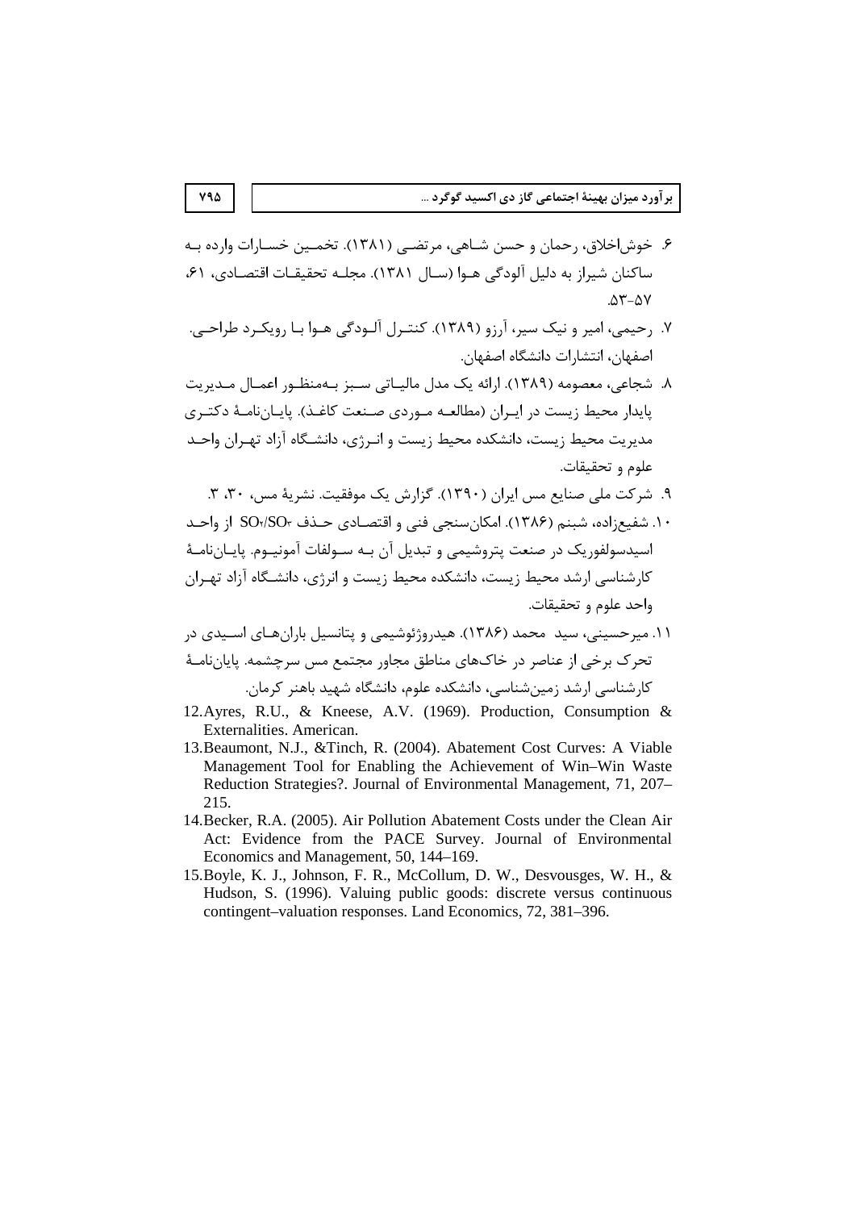۶. خوش‌اخلاق، رحمان و حسن شـاهی، مرتضـی (۱۳۸۱). تخمـین خسـارات وارده بـه ساکنان شیراز به دلیل آلودگی هـوا (سـال ۱۳۸۱). مجلـه تحقیقـات اقتصـادی، ۶۱، ۵۷-۵۳.

۷. رحیمی، امیر و نیک سیر، آرزو (۱۳۸۹). کنتـرل آلـودگی هـوا بـا رویکـرد طراحـی. اصفهان، انتشارات دانشگاه اصفهان.

۸. شجاعی، معصومه (۱۳۸۹). ارائه یک مدل مالیـاتی سـبز بـه‌منظـور اعمـال مـدیریت پایدار محیط زیست در ایـران (مطالعـه مـوردی صـنعت کاغـذ). پایـان‌نامـهٔ دکتـری مدیریت محیط زیست، دانشکده محیط زیست و انـرژی، دانشـگاه آزاد تهـران واحـد علوم و تحقیقات.

۹. شرکت ملی صنایع مس ایران (۱۳۹۰). گزارش یک موفقیت. نشریهٔ مس، ۳۰، ۳.

۱۰. شفیع‌زاده، شبنم (۱۳۸۶). امکان‌سنجی فنی و اقتصـادی حـذف $SO_2/SO_3$ از واحـد اسیدسولفوریک در صنعت پتروشیمی و تبدیل آن بـه سـولفات آمونیـوم. پایـان‌نامـهٔ کارشناسی ارشد محیط زیست، دانشکده محیط زیست و انرژی، دانشـگاه آزاد تهـران واحد علوم و تحقیقات.

۱۱. میرحسینی، سید محمد (۱۳۸۶). هیدروژئوشیمی و پتانسیل باران‌هـای اسـیدی در تحرک برخی از عناصر در خاک‌های مناطق مجاور مجتمع مس سرچشمه. پایان‌نامـهٔ کارشناسی ارشد زمین‌شناسی، دانشکده علوم، دانشگاه شهید باهنر کرمان.

12. Ayres, R.U., & Kneese, A.V. (1969). Production, Consumption & Externalities. American.

13. Beaumont, N.J., &Tinch, R. (2004). Abatement Cost Curves: A Viable Management Tool for Enabling the Achievement of Win–Win Waste Reduction Strategies?. Journal of Environmental Management, 71, 207–215.

14. Becker, R.A. (2005). Air Pollution Abatement Costs under the Clean Air Act: Evidence from the PACE Survey. Journal of Environmental Economics and Management, 50, 144–169.

15. Boyle, K. J., Johnson, F. R., McCollum, D. W., Desvousges, W. H., & Hudson, S. (1996). Valuing public goods: discrete versus continuous contingent–valuation responses. Land Economics, 72, 381–396.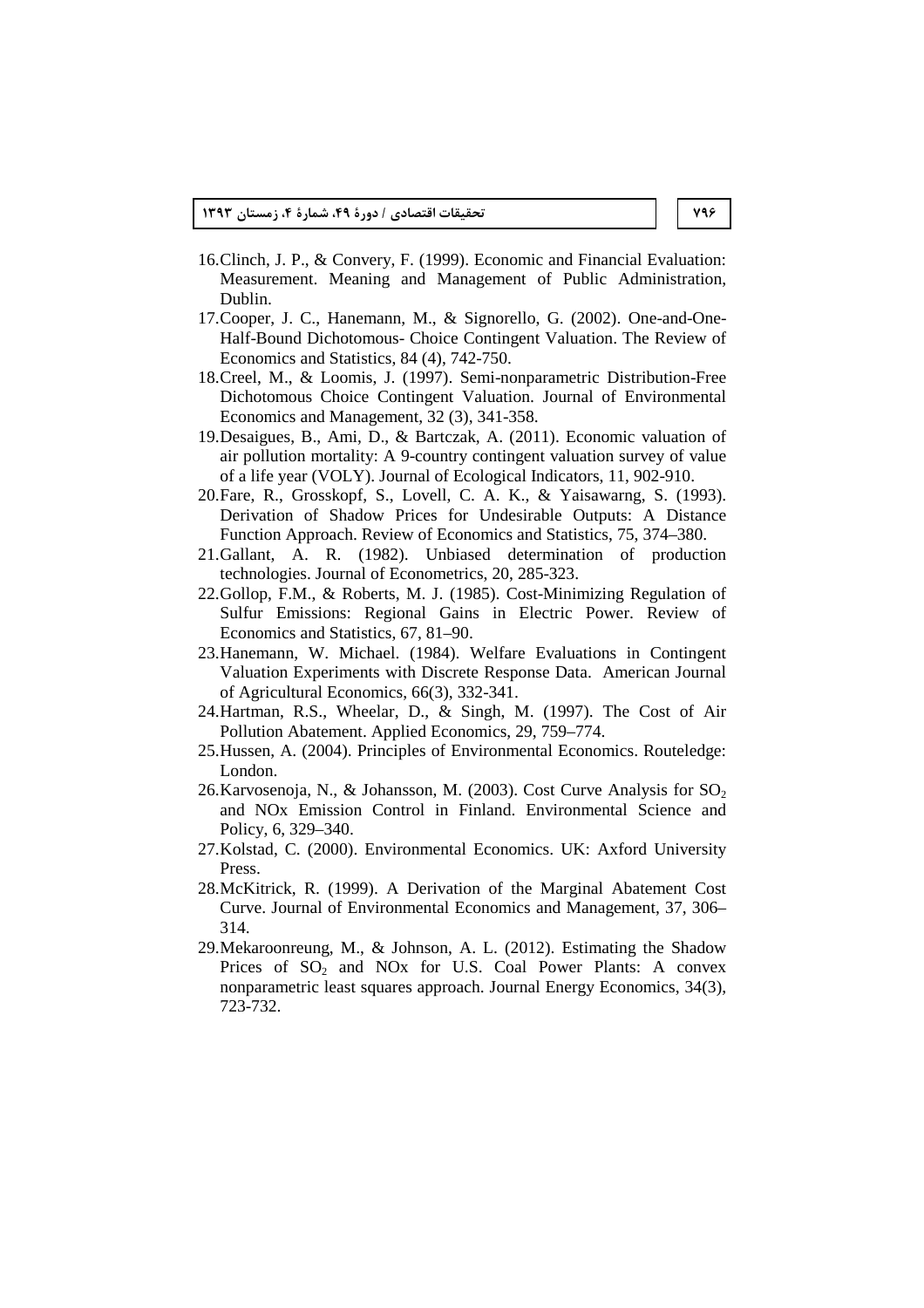16. Clinch, J. P., & Convery, F. (1999). Economic and Financial Evaluation: Measurement. Meaning and Management of Public Administration, Dublin.
17. Cooper, J. C., Hanemann, M., & Signorello, G. (2002). One-and-One-Half-Bound Dichotomous- Choice Contingent Valuation. The Review of Economics and Statistics, 84 (4), 742-750.
18. Creel, M., & Loomis, J. (1997). Semi-nonparametric Distribution-Free Dichotomous Choice Contingent Valuation. Journal of Environmental Economics and Management, 32 (3), 341-358.
19. Desaigues, B., Ami, D., & Bartczak, A. (2011). Economic valuation of air pollution mortality: A 9-country contingent valuation survey of value of a life year (VOLY). Journal of Ecological Indicators, 11, 902-910.
20. Fare, R., Grosskopf, S., Lovell, C. A. K., & Yaisawarng, S. (1993). Derivation of Shadow Prices for Undesirable Outputs: A Distance Function Approach. Review of Economics and Statistics, 75, 374–380.
21. Gallant, A. R. (1982). Unbiased determination of production technologies. Journal of Econometrics, 20, 285-323.
22. Gollop, F.M., & Roberts, M. J. (1985). Cost-Minimizing Regulation of Sulfur Emissions: Regional Gains in Electric Power. Review of Economics and Statistics, 67, 81–90.
23. Hanemann, W. Michael. (1984). Welfare Evaluations in Contingent Valuation Experiments with Discrete Response Data. American Journal of Agricultural Economics, 66(3), 332-341.
24. Hartman, R.S., Wheelar, D., & Singh, M. (1997). The Cost of Air Pollution Abatement. Applied Economics, 29, 759–774.
25. Hussen, A. (2004). Principles of Environmental Economics. Routeledge: London.
26. Karvosenoja, N., & Johansson, M. (2003). Cost Curve Analysis for $SO_2$ and NOx Emission Control in Finland. Environmental Science and Policy, 6, 329–340.
27. Kolstad, C. (2000). Environmental Economics. UK: Axford University Press.
28. McKitrick, R. (1999). A Derivation of the Marginal Abatement Cost Curve. Journal of Environmental Economics and Management, 37, 306–314.
29. Mekaroonreung, M., & Johnson, A. L. (2012). Estimating the Shadow Prices of $SO_2$ and NOx for U.S. Coal Power Plants: A convex nonparametric least squares approach. Journal Energy Economics, 34(3), 723-732.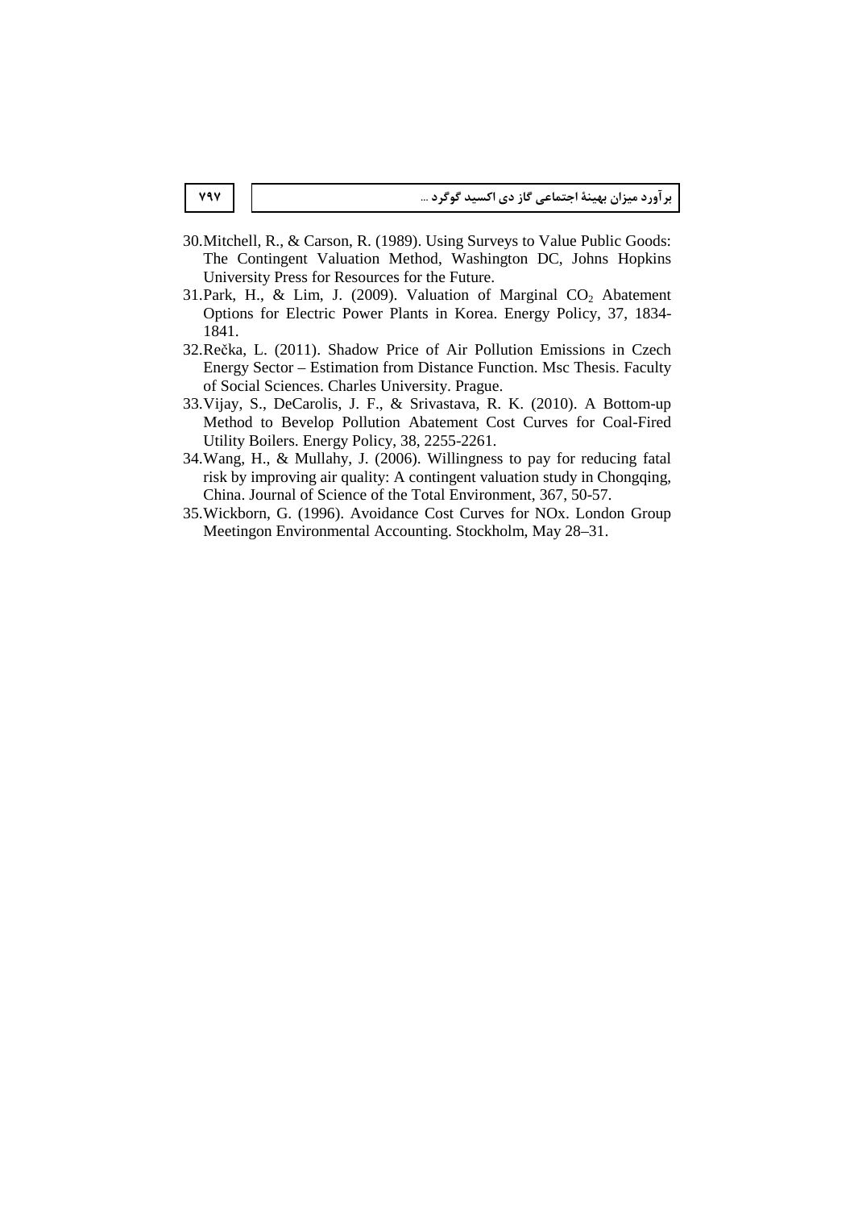30. Mitchell, R., & Carson, R. (1989). Using Surveys to Value Public Goods: The Contingent Valuation Method, Washington DC, Johns Hopkins University Press for Resources for the Future.
31. Park, H., & Lim, J. (2009). Valuation of Marginal $CO_2$ Abatement Options for Electric Power Plants in Korea. Energy Policy, 37, 1834-1841.
32. Rečka, L. (2011). Shadow Price of Air Pollution Emissions in Czech Energy Sector – Estimation from Distance Function. Msc Thesis. Faculty of Social Sciences. Charles University. Prague.
33. Vijay, S., DeCarolis, J. F., & Srivastava, R. K. (2010). A Bottom-up Method to Bevelop Pollution Abatement Cost Curves for Coal-Fired Utility Boilers. Energy Policy, 38, 2255-2261.
34. Wang, H., & Mullahy, J. (2006). Willingness to pay for reducing fatal risk by improving air quality: A contingent valuation study in Chongqing, China. Journal of Science of the Total Environment, 367, 50-57.
35. Wickborn, G. (1996). Avoidance Cost Curves for NOx. London Group Meetingon Environmental Accounting. Stockholm, May 28–31.